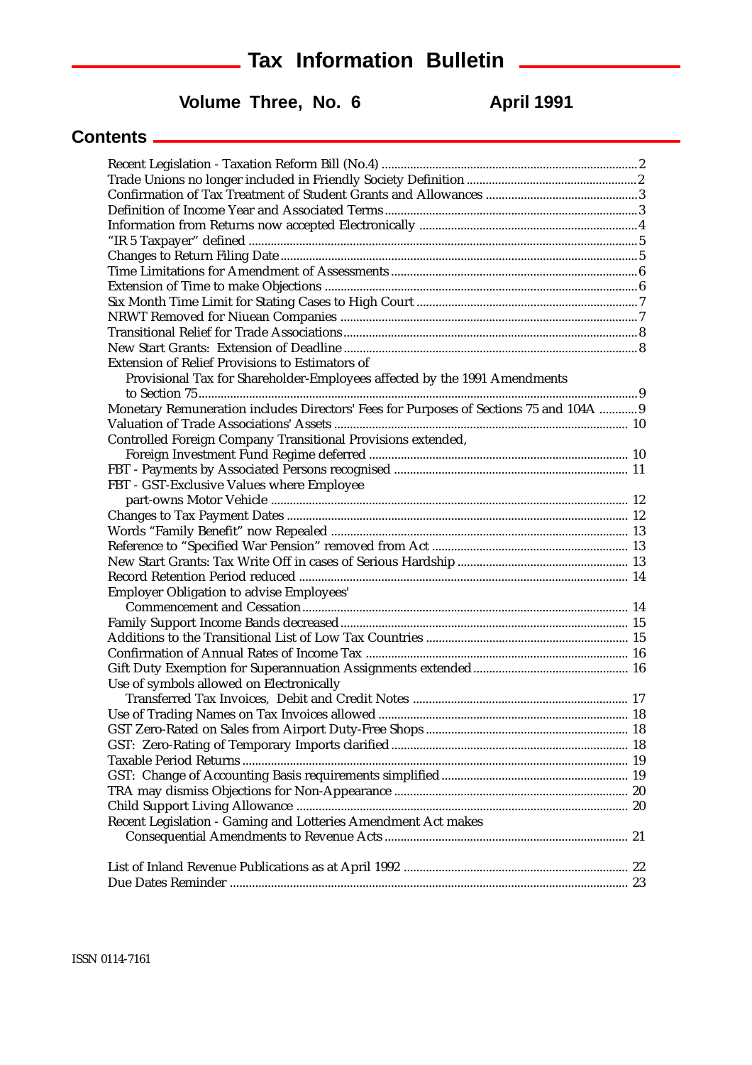# Tax Information Bulletin

**Volume Three, No. 6** **April 1991**

## Contents

| | |
|---|---|
| Recent Legislation - Taxation Reform Bill (No.4) | 2 |
| Trade Unions no longer included in Friendly Society Definition | 2 |
| Confirmation of Tax Treatment of Student Grants and Allowances | 3 |
| Definition of Income Year and Associated Terms | 3 |
| Information from Returns now accepted Electronically | 4 |
| "IR 5 Taxpayer" defined | 5 |
| Changes to Return Filing Date | 5 |
| Time Limitations for Amendment of Assessments | 6 |
| Extension of Time to make Objections | 6 |
| Six Month Time Limit for Stating Cases to High Court | 7 |
| NRWT Removed for Niuean Companies | 7 |
| Transitional Relief for Trade Associations | 8 |
| New Start Grants: Extension of Deadline | 8 |
| Extension of Relief Provisions to Estimators of Provisional Tax for Shareholder-Employees affected by the 1991 Amendments to Section 75 | 9 |
| Monetary Remuneration includes Directors' Fees for Purposes of Sections 75 and 104A | 9 |
| Valuation of Trade Associations' Assets | 10 |
| Controlled Foreign Company Transitional Provisions extended, Foreign Investment Fund Regime deferred | 10 |
| FBT - Payments by Associated Persons recognised | 11 |
| FBT - GST-Exclusive Values where Employee part-owns Motor Vehicle | 12 |
| Changes to Tax Payment Dates | 12 |
| Words "Family Benefit" now Repealed | 13 |
| Reference to "Specified War Pension" removed from Act | 13 |
| New Start Grants: Tax Write Off in cases of Serious Hardship | 13 |
| Record Retention Period reduced | 14 |
| Employer Obligation to advise Employees' Commencement and Cessation | 14 |
| Family Support Income Bands decreased | 15 |
| Additions to the Transitional List of Low Tax Countries | 15 |
| Confirmation of Annual Rates of Income Tax | 16 |
| Gift Duty Exemption for Superannuation Assignments extended | 16 |
| Use of symbols allowed on Electronically Transferred Tax Invoices, Debit and Credit Notes | 17 |
| Use of Trading Names on Tax Invoices allowed | 18 |
| GST Zero-Rated on Sales from Airport Duty-Free Shops | 18 |
| GST: Zero-Rating of Temporary Imports clarified | 18 |
| Taxable Period Returns | 19 |
| GST: Change of Accounting Basis requirements simplified | 19 |
| TRA may dismiss Objections for Non-Appearance | 20 |
| Child Support Living Allowance | 20 |
| Recent Legislation - Gaming and Lotteries Amendment Act makes Consequential Amendments to Revenue Acts | 21 |
| List of Inland Revenue Publications as at April 1992 | 22 |
| Due Dates Reminder | 23 |

ISSN 0114-7161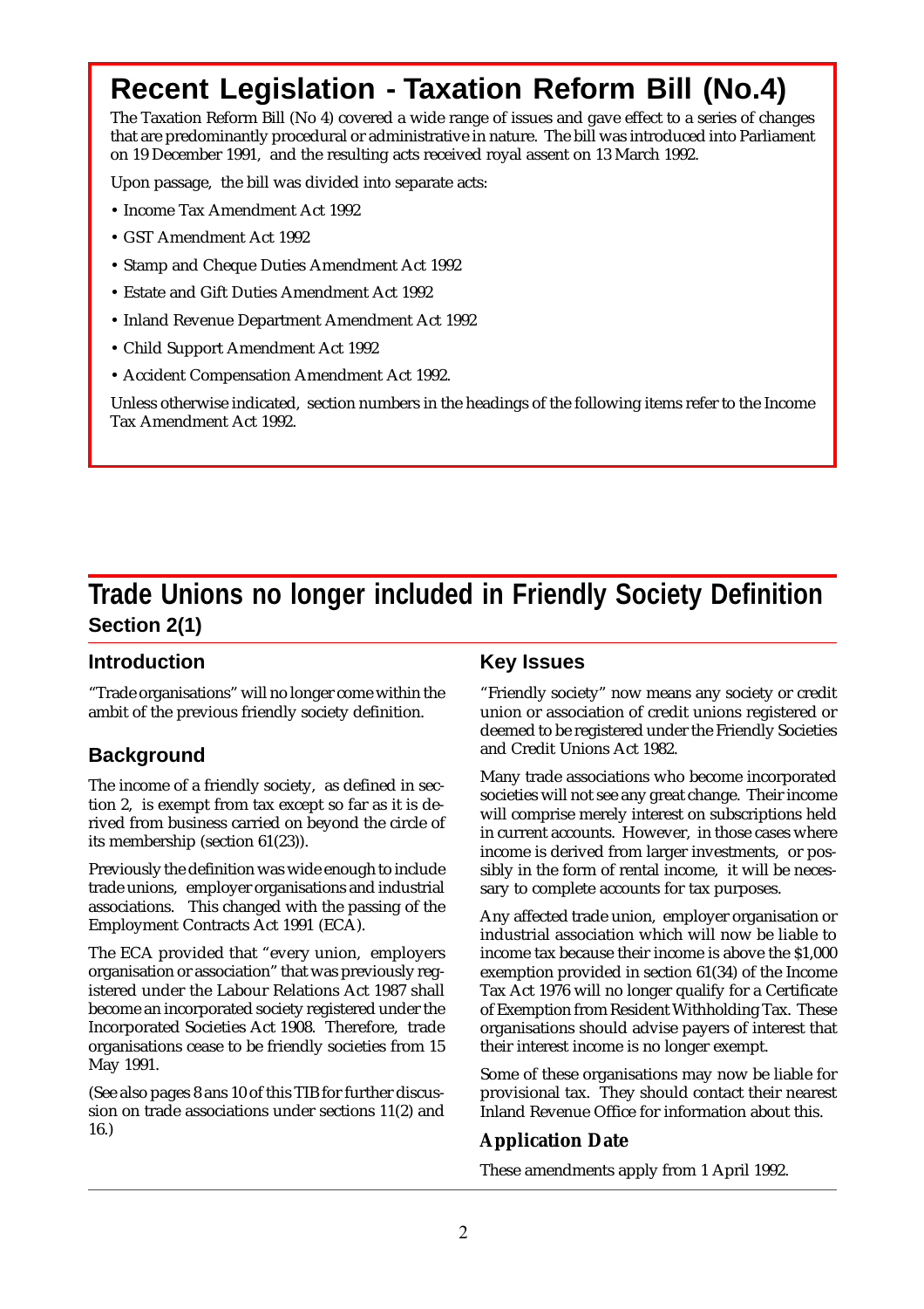# Recent Legislation - Taxation Reform Bill (No.4)

The Taxation Reform Bill (No 4) covered a wide range of issues and gave effect to a series of changes that are predominantly procedural or administrative in nature. The bill was introduced into Parliament on 19 December 1991, and the resulting acts received royal assent on 13 March 1992.

Upon passage, the bill was divided into separate acts:

- Income Tax Amendment Act 1992
- GST Amendment Act 1992
- Stamp and Cheque Duties Amendment Act 1992
- Estate and Gift Duties Amendment Act 1992
- Inland Revenue Department Amendment Act 1992
- Child Support Amendment Act 1992
- Accident Compensation Amendment Act 1992.

Unless otherwise indicated, section numbers in the headings of the following items refer to the Income Tax Amendment Act 1992.

# Trade Unions no longer included in Friendly Society Definition

## Section 2(1)

### Introduction

"Trade organisations" will no longer come within the ambit of the previous friendly society definition.

### Background

The income of a friendly society, as defined in section 2, is exempt from tax except so far as it is derived from business carried on beyond the circle of its membership (section 61(23)).

Previously the definition was wide enough to include trade unions, employer organisations and industrial associations. This changed with the passing of the Employment Contracts Act 1991 (ECA).

The ECA provided that "every union, employers organisation or association" that was previously registered under the Labour Relations Act 1987 shall become an incorporated society registered under the Incorporated Societies Act 1908. Therefore, trade organisations cease to be friendly societies from 15 May 1991.

(See also pages 8 ans 10 of this TIB for further discussion on trade associations under sections 11(2) and 16.)

### Key Issues

"Friendly society" now means any society or credit union or association of credit unions registered or deemed to be registered under the Friendly Societies and Credit Unions Act 1982.

Many trade associations who become incorporated societies will not see any great change. Their income will comprise merely interest on subscriptions held in current accounts. However, in those cases where income is derived from larger investments, or possibly in the form of rental income, it will be necessary to complete accounts for tax purposes.

Any affected trade union, employer organisation or industrial association which will now be liable to income tax because their income is above the $1,000 exemption provided in section 61(34) of the Income Tax Act 1976 will no longer qualify for a Certificate of Exemption from Resident Withholding Tax. These organisations should advise payers of interest that their interest income is no longer exempt.

Some of these organisations may now be liable for provisional tax. They should contact their nearest Inland Revenue Office for information about this.

### Application Date

These amendments apply from 1 April 1992.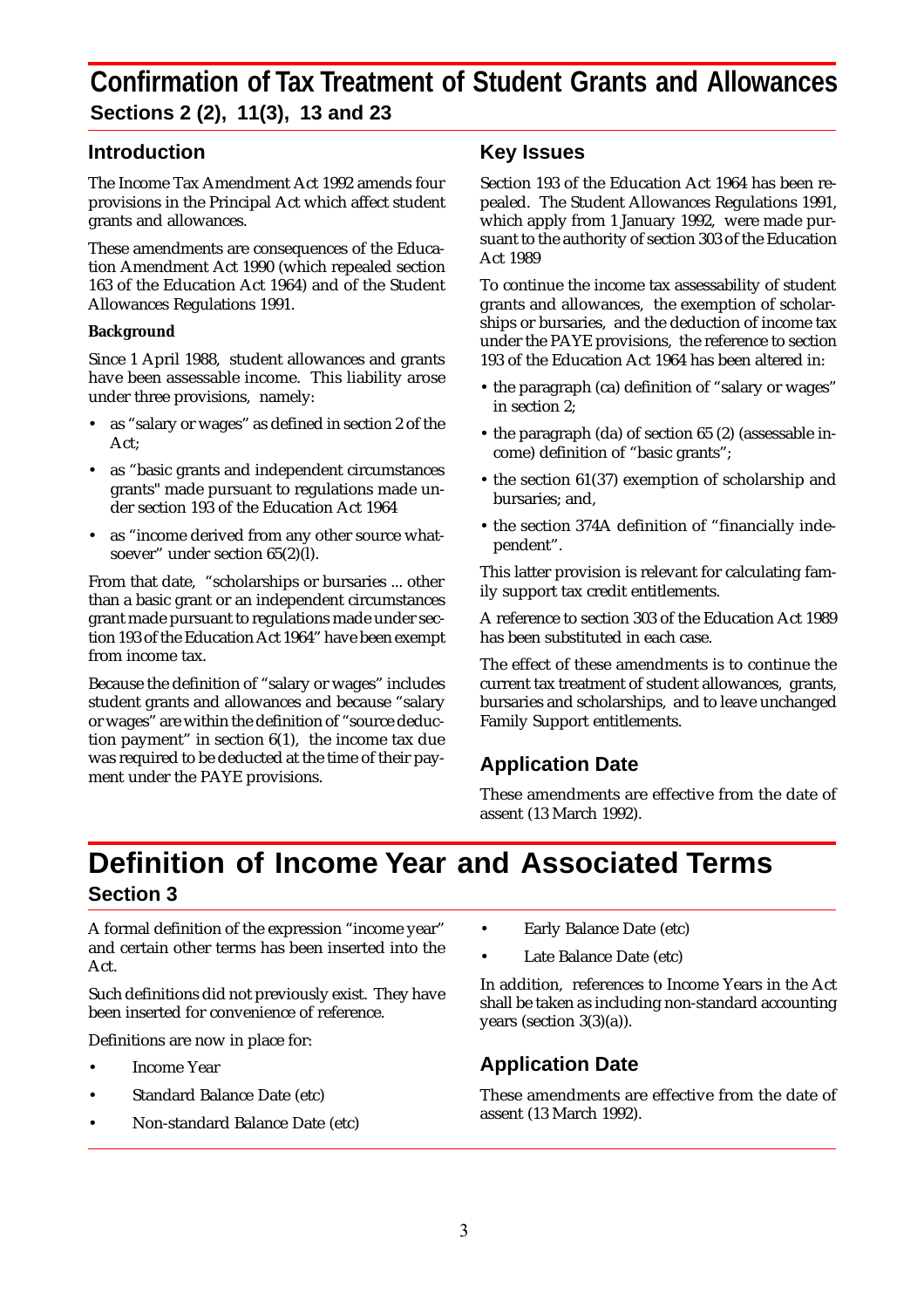# Confirmation of Tax Treatment of Student Grants and Allowances

### Sections 2 (2), 11(3), 13 and 23

## Introduction

The Income Tax Amendment Act 1992 amends four provisions in the Principal Act which affect student grants and allowances.

These amendments are consequences of the Education Amendment Act 1990 (which repealed section 163 of the Education Act 1964) and of the Student Allowances Regulations 1991.

**Background**

Since 1 April 1988, student allowances and grants have been assessable income. This liability arose under three provisions, namely:

- as "salary or wages" as defined in section 2 of the Act;
- as "basic grants and independent circumstances grants" made pursuant to regulations made under section 193 of the Education Act 1964
- as "income derived from any other source whatsoever" under section 65(2)(l).

From that date, "scholarships or bursaries ... other than a basic grant or an independent circumstances grant made pursuant to regulations made under section 193 of the Education Act 1964" have been exempt from income tax.

Because the definition of "salary or wages" includes student grants and allowances and because "salary or wages" are within the definition of "source deduction payment" in section 6(1), the income tax due was required to be deducted at the time of their payment under the PAYE provisions.

## Key Issues

Section 193 of the Education Act 1964 has been repealed. The Student Allowances Regulations 1991, which apply from 1 January 1992, were made pursuant to the authority of section 303 of the Education Act 1989

To continue the income tax assessability of student grants and allowances, the exemption of scholarships or bursaries, and the deduction of income tax under the PAYE provisions, the reference to section 193 of the Education Act 1964 has been altered in:

- the paragraph (ca) definition of "salary or wages" in section 2;
- the paragraph (da) of section 65 (2) (assessable income) definition of "basic grants";
- the section 61(37) exemption of scholarship and bursaries; and,
- the section 374A definition of "financially independent".

This latter provision is relevant for calculating family support tax credit entitlements.

A reference to section 303 of the Education Act 1989 has been substituted in each case.

The effect of these amendments is to continue the current tax treatment of student allowances, grants, bursaries and scholarships, and to leave unchanged Family Support entitlements.

## Application Date

These amendments are effective from the date of assent (13 March 1992).

# Definition of Income Year and Associated Terms

### Section 3

A formal definition of the expression "income year" and certain other terms has been inserted into the Act.

Such definitions did not previously exist. They have been inserted for convenience of reference.

Definitions are now in place for:

- Income Year
- Standard Balance Date (etc)
- Non-standard Balance Date (etc)
- Early Balance Date (etc)
- Late Balance Date (etc)

In addition, references to Income Years in the Act shall be taken as including non-standard accounting years (section 3(3)(a)).

## Application Date

These amendments are effective from the date of assent (13 March 1992).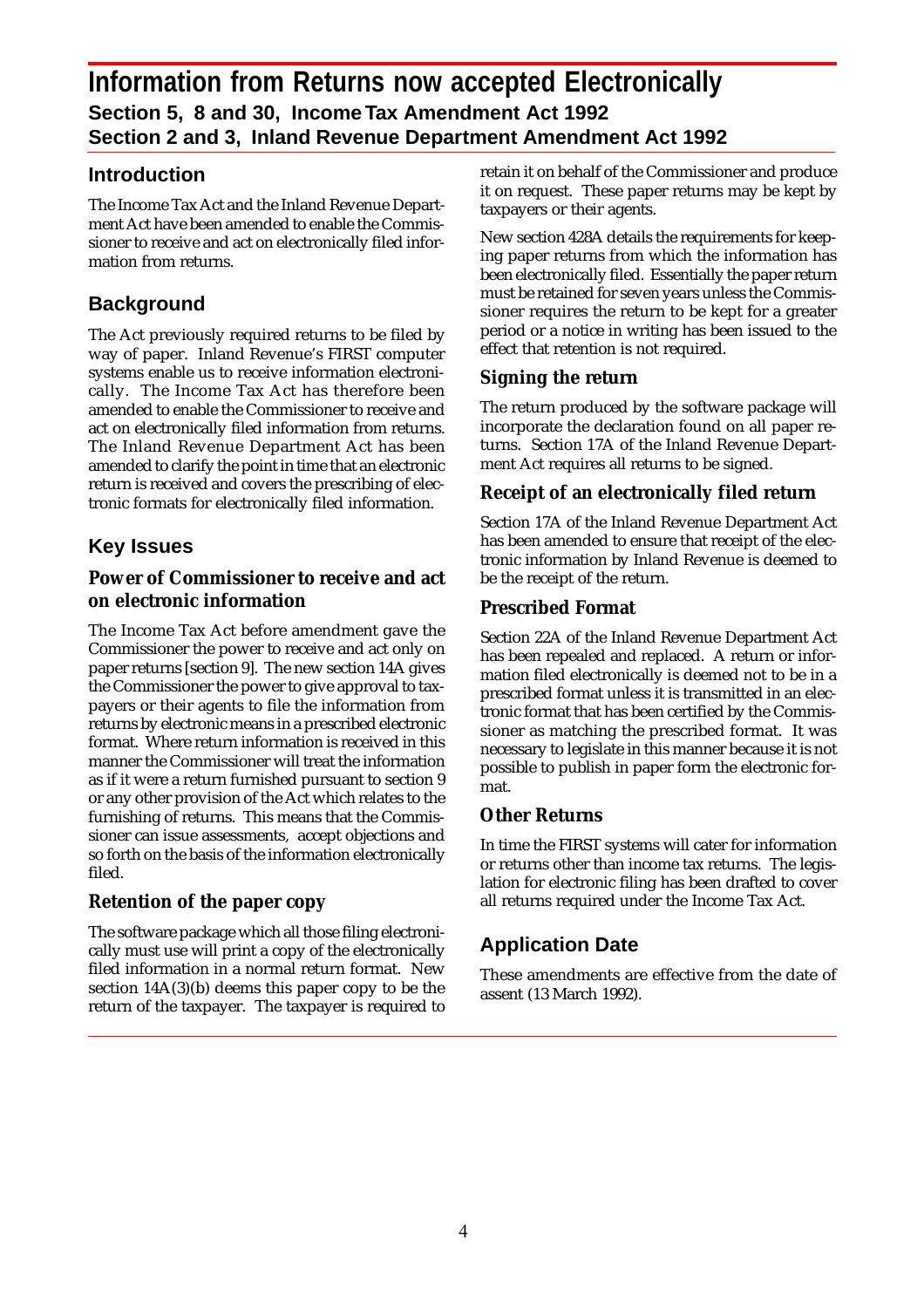# Information from Returns now accepted Electronically

## Section 5, 8 and 30, Income Tax Amendment Act 1992
## Section 2 and 3, Inland Revenue Department Amendment Act 1992

## Introduction

The Income Tax Act and the Inland Revenue Department Act have been amended to enable the Commissioner to receive and act on electronically filed information from returns.

## Background

The Act previously required returns to be filed by way of paper. Inland Revenue's FIRST computer systems enable us to receive information electronically. The Income Tax Act has therefore been amended to enable the Commissioner to receive and act on electronically filed information from returns. The Inland Revenue Department Act has been amended to clarify the point in time that an electronic return is received and covers the prescribing of electronic formats for electronically filed information.

## Key Issues

### Power of Commissioner to receive and act on electronic information

The Income Tax Act before amendment gave the Commissioner the power to receive and act only on paper returns [section 9]. The new section 14A gives the Commissioner the power to give approval to taxpayers or their agents to file the information from returns by electronic means in a prescribed electronic format. Where return information is received in this manner the Commissioner will treat the information as if it were a return furnished pursuant to section 9 or any other provision of the Act which relates to the furnishing of returns. This means that the Commissioner can issue assessments, accept objections and so forth on the basis of the information electronically filed.

### Retention of the paper copy

The software package which all those filing electronically must use will print a copy of the electronically filed information in a normal return format. New section 14A(3)(b) deems this paper copy to be the return of the taxpayer. The taxpayer is required to retain it on behalf of the Commissioner and produce it on request. These paper returns may be kept by taxpayers or their agents.

New section 428A details the requirements for keeping paper returns from which the information has been electronically filed. Essentially the paper return must be retained for seven years unless the Commissioner requires the return to be kept for a greater period or a notice in writing has been issued to the effect that retention is not required.

### Signing the return

The return produced by the software package will incorporate the declaration found on all paper returns. Section 17A of the Inland Revenue Department Act requires all returns to be signed.

### Receipt of an electronically filed return

Section 17A of the Inland Revenue Department Act has been amended to ensure that receipt of the electronic information by Inland Revenue is deemed to be the receipt of the return.

### Prescribed Format

Section 22A of the Inland Revenue Department Act has been repealed and replaced. A return or information filed electronically is deemed not to be in a prescribed format unless it is transmitted in an electronic format that has been certified by the Commissioner as matching the prescribed format. It was necessary to legislate in this manner because it is not possible to publish in paper form the electronic format.

### Other Returns

In time the FIRST systems will cater for information or returns other than income tax returns. The legislation for electronic filing has been drafted to cover all returns required under the Income Tax Act.

## Application Date

These amendments are effective from the date of assent (13 March 1992).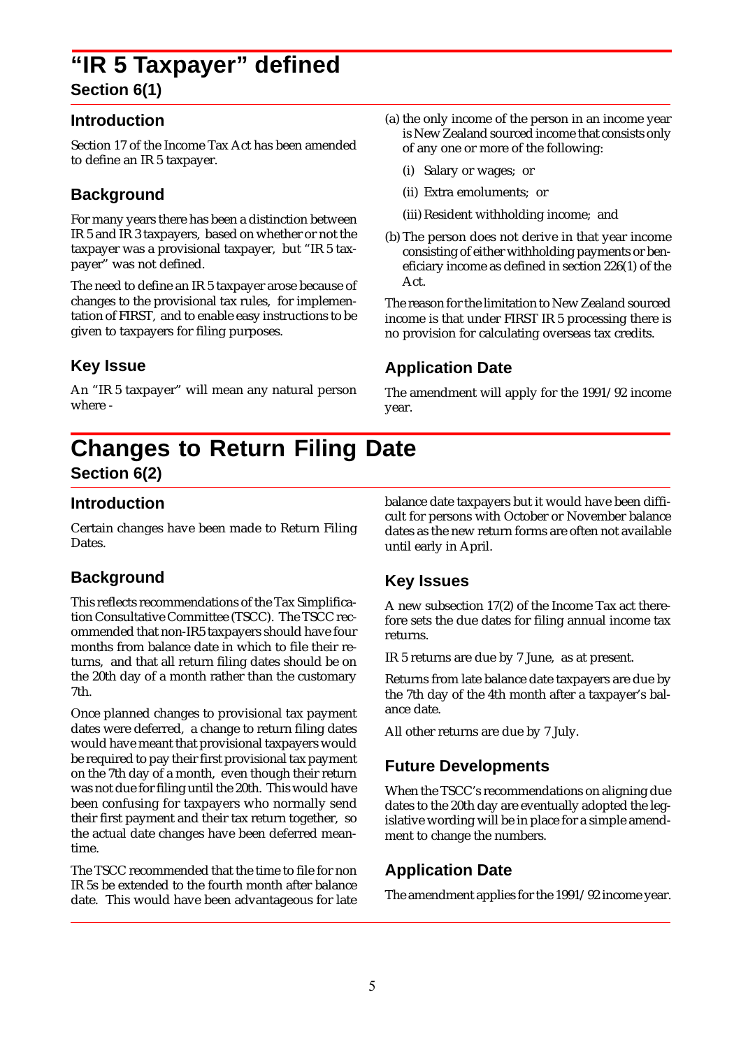# "IR 5 Taxpayer" defined

## Section 6(1)

### Introduction

Section 17 of the Income Tax Act has been amended to define an IR 5 taxpayer.

### Background

For many years there has been a distinction between IR 5 and IR 3 taxpayers, based on whether or not the taxpayer was a provisional taxpayer, but "IR 5 taxpayer" was not defined.

The need to define an IR 5 taxpayer arose because of changes to the provisional tax rules, for implementation of FIRST, and to enable easy instructions to be given to taxpayers for filing purposes.

### Key Issue

An "IR 5 taxpayer" will mean any natural person where -

(a) the only income of the person in an income year is New Zealand sourced income that consists only of any one or more of the following:

   (i) Salary or wages; or

   (ii) Extra emoluments; or

   (iii) Resident withholding income; and

(b) The person does not derive in that year income consisting of either withholding payments or beneficiary income as defined in section 226(1) of the Act.

The reason for the limitation to New Zealand sourced income is that under FIRST IR 5 processing there is no provision for calculating overseas tax credits.

### Application Date

The amendment will apply for the 1991/92 income year.

# Changes to Return Filing Date

## Section 6(2)

### Introduction

Certain changes have been made to Return Filing Dates.

### Background

This reflects recommendations of the Tax Simplification Consultative Committee (TSCC). The TSCC recommended that non-IR5 taxpayers should have four months from balance date in which to file their returns, and that all return filing dates should be on the 20th day of a month rather than the customary 7th.

Once planned changes to provisional tax payment dates were deferred, a change to return filing dates would have meant that provisional taxpayers would be required to pay their first provisional tax payment on the 7th day of a month, even though their return was not due for filing until the 20th. This would have been confusing for taxpayers who normally send their first payment and their tax return together, so the actual date changes have been deferred meantime.

The TSCC recommended that the time to file for non IR 5s be extended to the fourth month after balance date. This would have been advantageous for late balance date taxpayers but it would have been difficult for persons with October or November balance dates as the new return forms are often not available until early in April.

### Key Issues

A new subsection 17(2) of the Income Tax act therefore sets the due dates for filing annual income tax returns.

IR 5 returns are due by 7 June, as at present.

Returns from late balance date taxpayers are due by the 7th day of the 4th month after a taxpayer's balance date.

All other returns are due by 7 July.

### Future Developments

When the TSCC's recommendations on aligning due dates to the 20th day are eventually adopted the legislative wording will be in place for a simple amendment to change the numbers.

### Application Date

The amendment applies for the 1991/92 income year.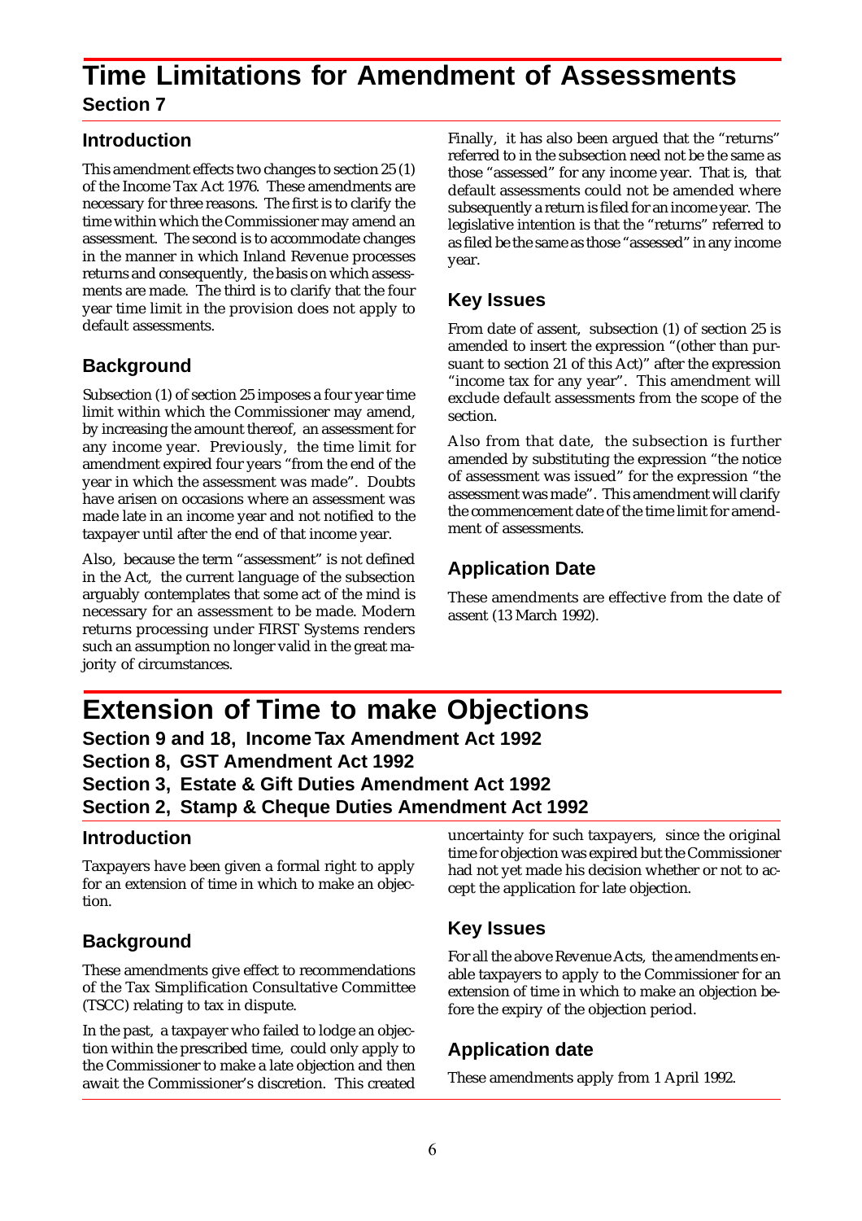# Time Limitations for Amendment of Assessments

### Section 7

## Introduction

This amendment effects two changes to section 25 (1) of the Income Tax Act 1976. These amendments are necessary for three reasons. The first is to clarify the time within which the Commissioner may amend an assessment. The second is to accommodate changes in the manner in which Inland Revenue processes returns and consequently, the basis on which assessments are made. The third is to clarify that the four year time limit in the provision does not apply to default assessments.

## Background

Subsection (1) of section 25 imposes a four year time limit within which the Commissioner may amend, by increasing the amount thereof, an assessment for any income year. Previously, the time limit for amendment expired four years "from the end of the year in which the assessment was made". Doubts have arisen on occasions where an assessment was made late in an income year and not notified to the taxpayer until after the end of that income year.

Also, because the term "assessment" is not defined in the Act, the current language of the subsection arguably contemplates that some act of the mind is necessary for an assessment to be made. Modern returns processing under FIRST Systems renders such an assumption no longer valid in the great majority of circumstances.

Finally, it has also been argued that the "returns" referred to in the subsection need not be the same as those "assessed" for any income year. That is, that default assessments could not be amended where subsequently a return is filed for an income year. The legislative intention is that the "returns" referred to as filed be the same as those "assessed" in any income year.

## Key Issues

From date of assent, subsection (1) of section 25 is amended to insert the expression "(other than pursuant to section 21 of this Act)" after the expression "income tax for any year". This amendment will exclude default assessments from the scope of the section.

Also from that date, the subsection is further amended by substituting the expression "the notice of assessment was issued" for the expression "the assessment was made". This amendment will clarify the commencement date of the time limit for amendment of assessments.

## Application Date

These amendments are effective from the date of assent (13 March 1992).

# Extension of Time to make Objections

### Section 9 and 18, Income Tax Amendment Act 1992
### Section 8, GST Amendment Act 1992
### Section 3, Estate & Gift Duties Amendment Act 1992
### Section 2, Stamp & Cheque Duties Amendment Act 1992

## Introduction

Taxpayers have been given a formal right to apply for an extension of time in which to make an objection.

## Background

These amendments give effect to recommendations of the Tax Simplification Consultative Committee (TSCC) relating to tax in dispute.

In the past, a taxpayer who failed to lodge an objection within the prescribed time, could only apply to the Commissioner to make a late objection and then await the Commissioner's discretion. This created uncertainty for such taxpayers, since the original time for objection was expired but the Commissioner had not yet made his decision whether or not to accept the application for late objection.

## Key Issues

For all the above Revenue Acts, the amendments enable taxpayers to apply to the Commissioner for an extension of time in which to make an objection before the expiry of the objection period.

## Application date

These amendments apply from 1 April 1992.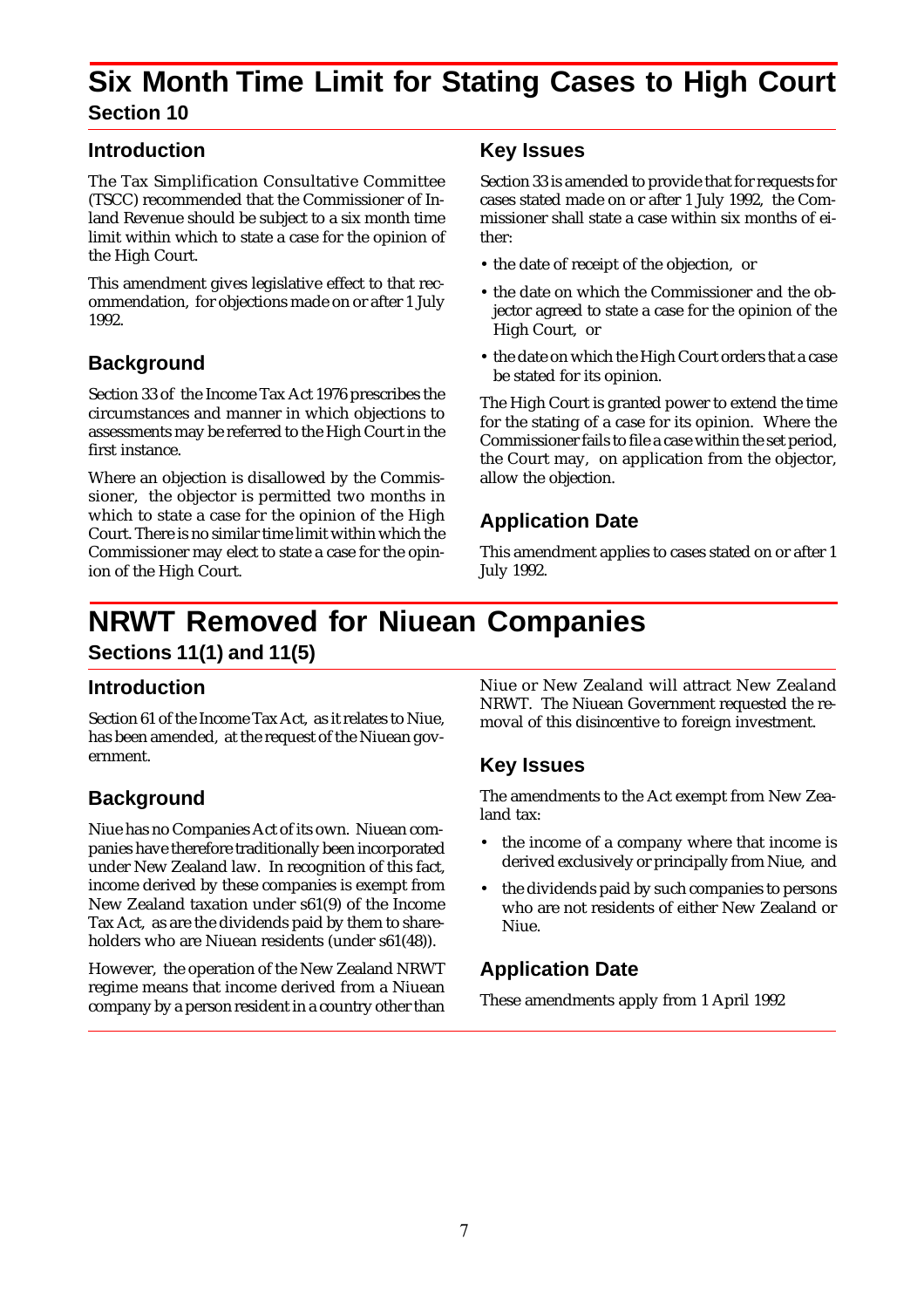# Six Month Time Limit for Stating Cases to High Court

## Section 10

### Introduction

The Tax Simplification Consultative Committee (TSCC) recommended that the Commissioner of Inland Revenue should be subject to a six month time limit within which to state a case for the opinion of the High Court.

This amendment gives legislative effect to that recommendation, for objections made on or after 1 July 1992.

### Background

Section 33 of the Income Tax Act 1976 prescribes the circumstances and manner in which objections to assessments may be referred to the High Court in the first instance.

Where an objection is disallowed by the Commissioner, the objector is permitted two months in which to state a case for the opinion of the High Court. There is no similar time limit within which the Commissioner may elect to state a case for the opinion of the High Court.

### Key Issues

Section 33 is amended to provide that for requests for cases stated made on or after 1 July 1992, the Commissioner shall state a case within six months of either:

- the date of receipt of the objection, or
- the date on which the Commissioner and the objector agreed to state a case for the opinion of the High Court, or
- the date on which the High Court orders that a case be stated for its opinion.

The High Court is granted power to extend the time for the stating of a case for its opinion. Where the Commissioner fails to file a case within the set period, the Court may, on application from the objector, allow the objection.

### Application Date

This amendment applies to cases stated on or after 1 July 1992.

# NRWT Removed for Niuean Companies

## Sections 11(1) and 11(5)

### Introduction

Section 61 of the Income Tax Act, as it relates to Niue, has been amended, at the request of the Niuean government.

### Background

Niue has no Companies Act of its own. Niuean companies have therefore traditionally been incorporated under New Zealand law. In recognition of this fact, income derived by these companies is exempt from New Zealand taxation under s61(9) of the Income Tax Act, as are the dividends paid by them to shareholders who are Niuean residents (under s61(48)).

However, the operation of the New Zealand NRWT regime means that income derived from a Niuean company by a person resident in a country other than Niue or New Zealand will attract New Zealand NRWT. The Niuean Government requested the removal of this disincentive to foreign investment.

### Key Issues

The amendments to the Act exempt from New Zealand tax:

- the income of a company where that income is derived exclusively or principally from Niue, and
- the dividends paid by such companies to persons who are not residents of either New Zealand or Niue.

### Application Date

These amendments apply from 1 April 1992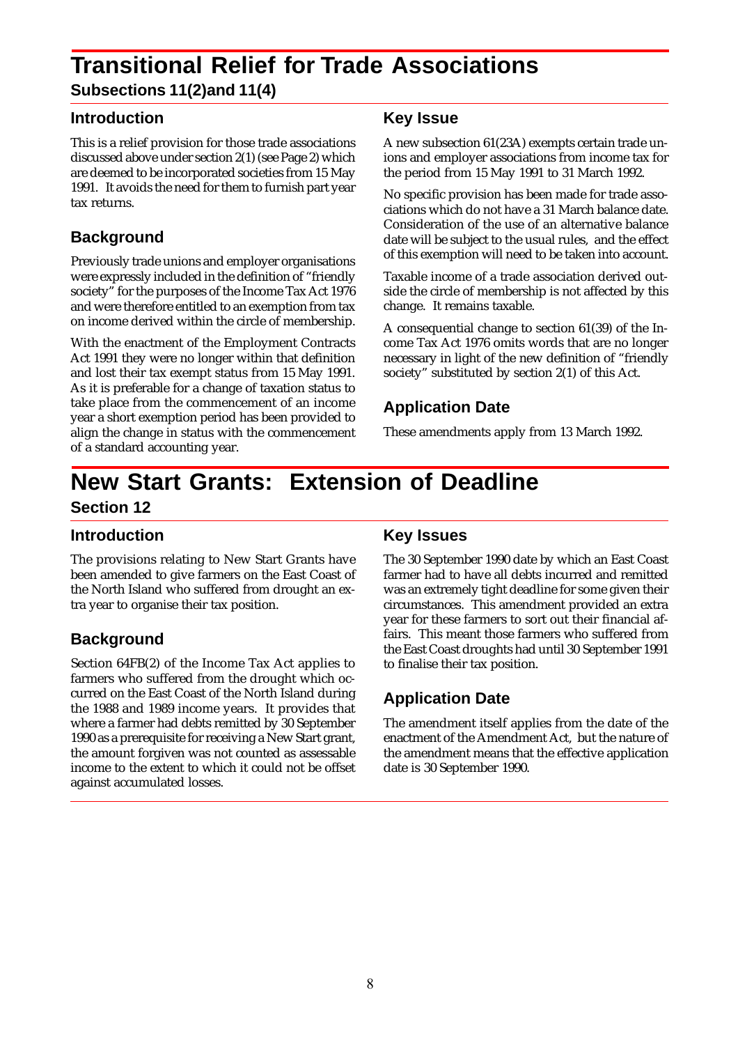# Transitional Relief for Trade Associations

### Subsections 11(2)and 11(4)

## Introduction

This is a relief provision for those trade associations discussed above under section 2(1) (see Page 2) which are deemed to be incorporated societies from 15 May 1991. It avoids the need for them to furnish part year tax returns.

## Background

Previously trade unions and employer organisations were expressly included in the definition of "friendly society" for the purposes of the Income Tax Act 1976 and were therefore entitled to an exemption from tax on income derived within the circle of membership.

With the enactment of the Employment Contracts Act 1991 they were no longer within that definition and lost their tax exempt status from 15 May 1991. As it is preferable for a change of taxation status to take place from the commencement of an income year a short exemption period has been provided to align the change in status with the commencement of a standard accounting year.

## Key Issue

A new subsection 61(23A) exempts certain trade unions and employer associations from income tax for the period from 15 May 1991 to 31 March 1992.

No specific provision has been made for trade associations which do not have a 31 March balance date. Consideration of the use of an alternative balance date will be subject to the usual rules, and the effect of this exemption will need to be taken into account.

Taxable income of a trade association derived outside the circle of membership is not affected by this change. It remains taxable.

A consequential change to section 61(39) of the Income Tax Act 1976 omits words that are no longer necessary in light of the new definition of "friendly society" substituted by section 2(1) of this Act.

## Application Date

These amendments apply from 13 March 1992.

# New Start Grants: Extension of Deadline

### Section 12

## Introduction

The provisions relating to New Start Grants have been amended to give farmers on the East Coast of the North Island who suffered from drought an extra year to organise their tax position.

## Background

Section 64FB(2) of the Income Tax Act applies to farmers who suffered from the drought which occurred on the East Coast of the North Island during the 1988 and 1989 income years. It provides that where a farmer had debts remitted by 30 September 1990 as a prerequisite for receiving a New Start grant, the amount forgiven was not counted as assessable income to the extent to which it could not be offset against accumulated losses.

## Key Issues

The 30 September 1990 date by which an East Coast farmer had to have all debts incurred and remitted was an extremely tight deadline for some given their circumstances. This amendment provided an extra year for these farmers to sort out their financial affairs. This meant those farmers who suffered from the East Coast droughts had until 30 September 1991 to finalise their tax position.

## Application Date

The amendment itself applies from the date of the enactment of the Amendment Act, but the nature of the amendment means that the effective application date is 30 September 1990.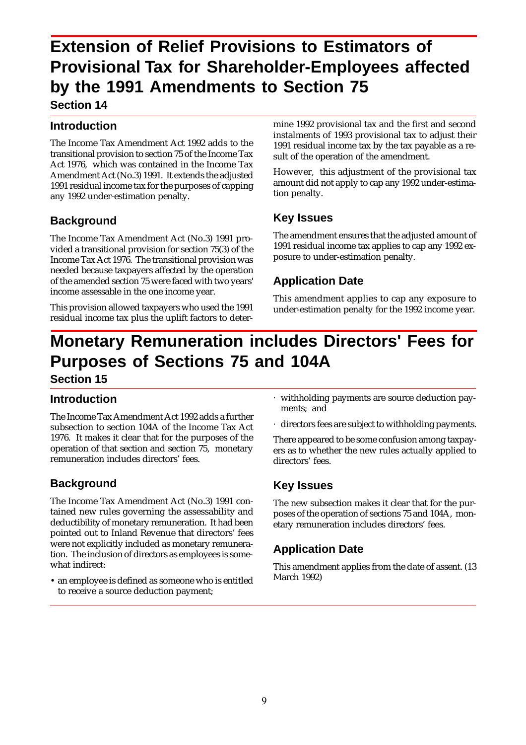# Extension of Relief Provisions to Estimators of Provisional Tax for Shareholder-Employees affected by the 1991 Amendments to Section 75

### Section 14

## Introduction

The Income Tax Amendment Act 1992 adds to the transitional provision to section 75 of the Income Tax Act 1976, which was contained in the Income Tax Amendment Act (No.3) 1991. It extends the adjusted 1991 residual income tax for the purposes of capping any 1992 under-estimation penalty.

## Background

The Income Tax Amendment Act (No.3) 1991 provided a transitional provision for section 75(3) of the Income Tax Act 1976. The transitional provision was needed because taxpayers affected by the operation of the amended section 75 were faced with two years' income assessable in the one income year.

This provision allowed taxpayers who used the 1991 residual income tax plus the uplift factors to determine 1992 provisional tax and the first and second instalments of 1993 provisional tax to adjust their 1991 residual income tax by the tax payable as a result of the operation of the amendment.

However, this adjustment of the provisional tax amount did not apply to cap any 1992 under-estimation penalty.

## Key Issues

The amendment ensures that the adjusted amount of 1991 residual income tax applies to cap any 1992 exposure to under-estimation penalty.

## Application Date

This amendment applies to cap any exposure to under-estimation penalty for the 1992 income year.

# Monetary Remuneration includes Directors' Fees for Purposes of Sections 75 and 104A

### Section 15

## Introduction

The Income Tax Amendment Act 1992 adds a further subsection to section 104A of the Income Tax Act 1976. It makes it clear that for the purposes of the operation of that section and section 75, monetary remuneration includes directors' fees.

## Background

The Income Tax Amendment Act (No.3) 1991 contained new rules governing the assessability and deductibility of monetary remuneration. It had been pointed out to Inland Revenue that directors' fees were not explicitly included as monetary remuneration. The inclusion of directors as employees is somewhat indirect:

- an employee is defined as someone who is entitled to receive a source deduction payment;
- withholding payments are source deduction payments; and
- directors fees are subject to withholding payments.

There appeared to be some confusion among taxpayers as to whether the new rules actually applied to directors' fees.

## Key Issues

The new subsection makes it clear that for the purposes of the operation of sections 75 and 104A, monetary remuneration includes directors' fees.

## Application Date

This amendment applies from the date of assent. (13 March 1992)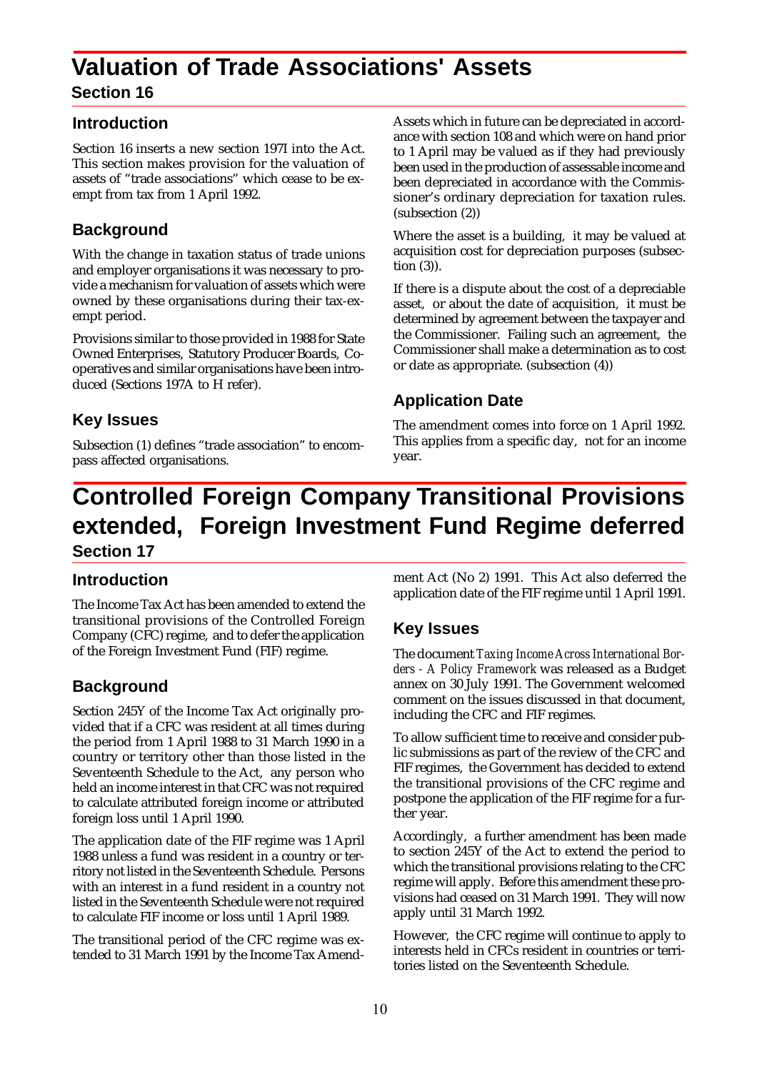# Valuation of Trade Associations' Assets

## Section 16

### Introduction

Section 16 inserts a new section 197I into the Act. This section makes provision for the valuation of assets of "trade associations" which cease to be exempt from tax from 1 April 1992.

### Background

With the change in taxation status of trade unions and employer organisations it was necessary to provide a mechanism for valuation of assets which were owned by these organisations during their tax-exempt period.

Provisions similar to those provided in 1988 for State Owned Enterprises, Statutory Producer Boards, Co-operatives and similar organisations have been introduced (Sections 197A to H refer).

### Key Issues

Subsection (1) defines "trade association" to encompass affected organisations.

Assets which in future can be depreciated in accordance with section 108 and which were on hand prior to 1 April may be valued as if they had previously been used in the production of assessable income and been depreciated in accordance with the Commissioner's ordinary depreciation for taxation rules. (subsection (2))

Where the asset is a building, it may be valued at acquisition cost for depreciation purposes (subsection (3)).

If there is a dispute about the cost of a depreciable asset, or about the date of acquisition, it must be determined by agreement between the taxpayer and the Commissioner. Failing such an agreement, the Commissioner shall make a determination as to cost or date as appropriate. (subsection (4))

### Application Date

The amendment comes into force on 1 April 1992. This applies from a specific day, not for an income year.

# Controlled Foreign Company Transitional Provisions extended, Foreign Investment Fund Regime deferred

## Section 17

### Introduction

The Income Tax Act has been amended to extend the transitional provisions of the Controlled Foreign Company (CFC) regime, and to defer the application of the Foreign Investment Fund (FIF) regime.

### Background

Section 245Y of the Income Tax Act originally provided that if a CFC was resident at all times during the period from 1 April 1988 to 31 March 1990 in a country or territory other than those listed in the Seventeenth Schedule to the Act, any person who held an income interest in that CFC was not required to calculate attributed foreign income or attributed foreign loss until 1 April 1990.

The application date of the FIF regime was 1 April 1988 unless a fund was resident in a country or territory not listed in the Seventeenth Schedule. Persons with an interest in a fund resident in a country not listed in the Seventeenth Schedule were not required to calculate FIF income or loss until 1 April 1989.

The transitional period of the CFC regime was extended to 31 March 1991 by the Income Tax Amendment Act (No 2) 1991. This Act also deferred the application date of the FIF regime until 1 April 1991.

### Key Issues

The document *Taxing Income Across International Borders - A Policy Framework* was released as a Budget annex on 30 July 1991. The Government welcomed comment on the issues discussed in that document, including the CFC and FIF regimes.

To allow sufficient time to receive and consider public submissions as part of the review of the CFC and FIF regimes, the Government has decided to extend the transitional provisions of the CFC regime and postpone the application of the FIF regime for a further year.

Accordingly, a further amendment has been made to section 245Y of the Act to extend the period to which the transitional provisions relating to the CFC regime will apply. Before this amendment these provisions had ceased on 31 March 1991. They will now apply until 31 March 1992.

However, the CFC regime will continue to apply to interests held in CFCs resident in countries or territories listed on the Seventeenth Schedule.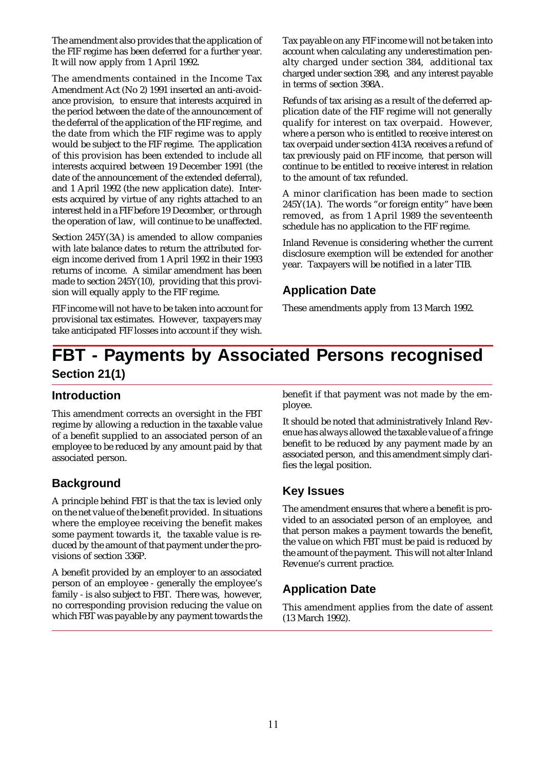The amendment also provides that the application of the FIF regime has been deferred for a further year. It will now apply from 1 April 1992.

The amendments contained in the Income Tax Amendment Act (No 2) 1991 inserted an anti-avoidance provision, to ensure that interests acquired in the period between the date of the announcement of the deferral of the application of the FIF regime, and the date from which the FIF regime was to apply would be subject to the FIF regime. The application of this provision has been extended to include all interests acquired between 19 December 1991 (the date of the announcement of the extended deferral), and 1 April 1992 (the new application date). Interests acquired by virtue of any rights attached to an interest held in a FIF before 19 December, or through the operation of law, will continue to be unaffected.

Section 245Y(3A) is amended to allow companies with late balance dates to return the attributed foreign income derived from 1 April 1992 in their 1993 returns of income. A similar amendment has been made to section 245Y(10), providing that this provision will equally apply to the FIF regime.

FIF income will not have to be taken into account for provisional tax estimates. However, taxpayers may take anticipated FIF losses into account if they wish.

Tax payable on any FIF income will not be taken into account when calculating any underestimation penalty charged under section 384, additional tax charged under section 398, and any interest payable in terms of section 398A.

Refunds of tax arising as a result of the deferred application date of the FIF regime will not generally qualify for interest on tax overpaid. However, where a person who is entitled to receive interest on tax overpaid under section 413A receives a refund of tax previously paid on FIF income, that person will continue to be entitled to receive interest in relation to the amount of tax refunded.

A minor clarification has been made to section 245Y(1A). The words "or foreign entity" have been removed, as from 1 April 1989 the seventeenth schedule has no application to the FIF regime.

Inland Revenue is considering whether the current disclosure exemption will be extended for another year. Taxpayers will be notified in a later TIB.

### Application Date

These amendments apply from 13 March 1992.

# FBT - Payments by Associated Persons recognised

## Section 21(1)

### Introduction

This amendment corrects an oversight in the FBT regime by allowing a reduction in the taxable value of a benefit supplied to an associated person of an employee to be reduced by any amount paid by that associated person.

### Background

A principle behind FBT is that the tax is levied only on the net value of the benefit provided. In situations where the employee receiving the benefit makes some payment towards it, the taxable value is reduced by the amount of that payment under the provisions of section 336P.

A benefit provided by an employer to an associated person of an employee - generally the employee's family - is also subject to FBT. There was, however, no corresponding provision reducing the value on which FBT was payable by any payment towards the benefit if that payment was not made by the employee.

It should be noted that administratively Inland Revenue has always allowed the taxable value of a fringe benefit to be reduced by any payment made by an associated person, and this amendment simply clarifies the legal position.

### Key Issues

The amendment ensures that where a benefit is provided to an associated person of an employee, and that person makes a payment towards the benefit, the value on which FBT must be paid is reduced by the amount of the payment. This will not alter Inland Revenue's current practice.

### Application Date

This amendment applies from the date of assent (13 March 1992).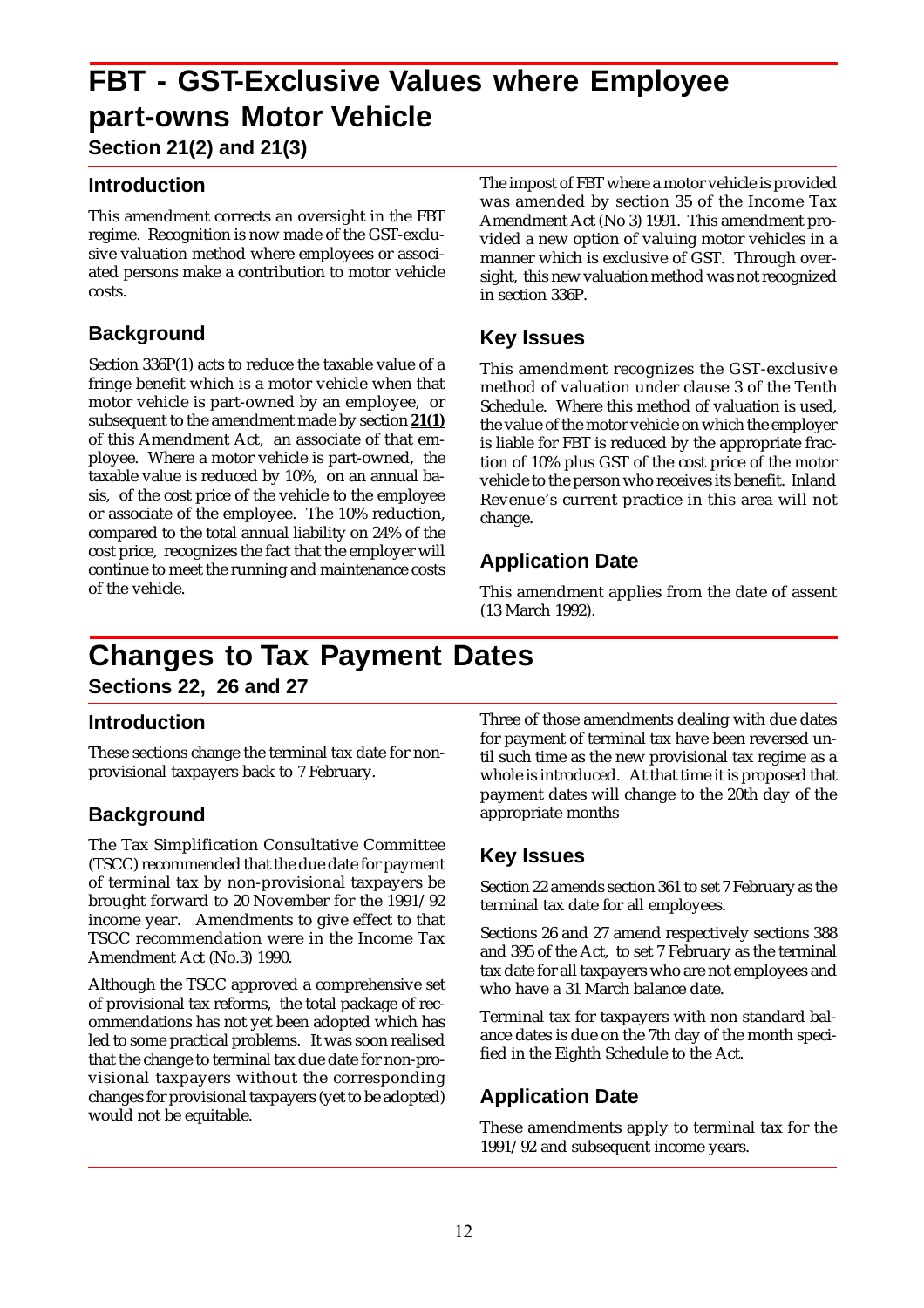# FBT - GST-Exclusive Values where Employee part-owns Motor Vehicle

### Section 21(2) and 21(3)

## Introduction

This amendment corrects an oversight in the FBT regime. Recognition is now made of the GST-exclusive valuation method where employees or associated persons make a contribution to motor vehicle costs.

## Background

Section 336P(1) acts to reduce the taxable value of a fringe benefit which is a motor vehicle when that motor vehicle is part-owned by an employee, or subsequent to the amendment made by section **21(1)** of this Amendment Act, an associate of that employee. Where a motor vehicle is part-owned, the taxable value is reduced by 10%, on an annual basis, of the cost price of the vehicle to the employee or associate of the employee. The 10% reduction, compared to the total annual liability on 24% of the cost price, recognizes the fact that the employer will continue to meet the running and maintenance costs of the vehicle.

The impost of FBT where a motor vehicle is provided was amended by section 35 of the Income Tax Amendment Act (No 3) 1991. This amendment provided a new option of valuing motor vehicles in a manner which is exclusive of GST. Through oversight, this new valuation method was not recognized in section 336P.

## Key Issues

This amendment recognizes the GST-exclusive method of valuation under clause 3 of the Tenth Schedule. Where this method of valuation is used, the value of the motor vehicle on which the employer is liable for FBT is reduced by the appropriate fraction of 10% plus GST of the cost price of the motor vehicle to the person who receives its benefit. Inland Revenue's current practice in this area will not change.

## Application Date

This amendment applies from the date of assent (13 March 1992).

# Changes to Tax Payment Dates

### Sections 22, 26 and 27

## Introduction

These sections change the terminal tax date for non-provisional taxpayers back to 7 February.

## Background

The Tax Simplification Consultative Committee (TSCC) recommended that the due date for payment of terminal tax by non-provisional taxpayers be brought forward to 20 November for the 1991/92 income year. Amendments to give effect to that TSCC recommendation were in the Income Tax Amendment Act (No.3) 1990.

Although the TSCC approved a comprehensive set of provisional tax reforms, the total package of recommendations has not yet been adopted which has led to some practical problems. It was soon realised that the change to terminal tax due date for non-provisional taxpayers without the corresponding changes for provisional taxpayers (yet to be adopted) would not be equitable.

Three of those amendments dealing with due dates for payment of terminal tax have been reversed until such time as the new provisional tax regime as a whole is introduced. At that time it is proposed that payment dates will change to the 20th day of the appropriate months

## Key Issues

Section 22 amends section 361 to set 7 February as the terminal tax date for all employees.

Sections 26 and 27 amend respectively sections 388 and 395 of the Act, to set 7 February as the terminal tax date for all taxpayers who are not employees and who have a 31 March balance date.

Terminal tax for taxpayers with non standard balance dates is due on the 7th day of the month specified in the Eighth Schedule to the Act.

## Application Date

These amendments apply to terminal tax for the 1991/92 and subsequent income years.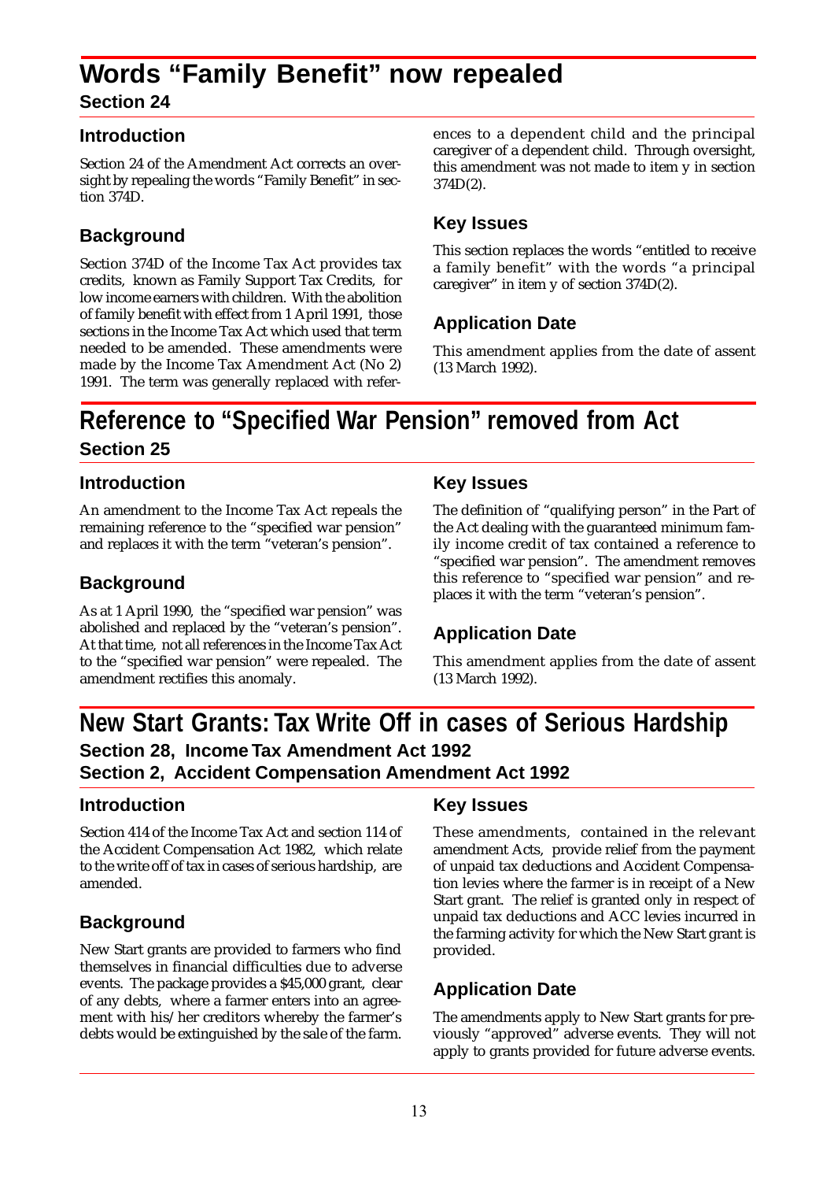# Words "Family Benefit" now repealed

## Section 24

### Introduction

Section 24 of the Amendment Act corrects an oversight by repealing the words "Family Benefit" in section 374D.

### Background

Section 374D of the Income Tax Act provides tax credits, known as Family Support Tax Credits, for low income earners with children. With the abolition of family benefit with effect from 1 April 1991, those sections in the Income Tax Act which used that term needed to be amended. These amendments were made by the Income Tax Amendment Act (No 2) 1991. The term was generally replaced with references to a dependent child and the principal caregiver of a dependent child. Through oversight, this amendment was not made to item y in section 374D(2).

### Key Issues

This section replaces the words "entitled to receive a family benefit" with the words "a principal caregiver" in item y of section 374D(2).

### Application Date

This amendment applies from the date of assent (13 March 1992).

# Reference to "Specified War Pension" removed from Act

## Section 25

### Introduction

An amendment to the Income Tax Act repeals the remaining reference to the "specified war pension" and replaces it with the term "veteran's pension".

### Background

As at 1 April 1990, the "specified war pension" was abolished and replaced by the "veteran's pension". At that time, not all references in the Income Tax Act to the "specified war pension" were repealed. The amendment rectifies this anomaly.

### Key Issues

The definition of "qualifying person" in the Part of the Act dealing with the guaranteed minimum family income credit of tax contained a reference to "specified war pension". The amendment removes this reference to "specified war pension" and replaces it with the term "veteran's pension".

### Application Date

This amendment applies from the date of assent (13 March 1992).

# New Start Grants: Tax Write Off in cases of Serious Hardship

## Section 28, Income Tax Amendment Act 1992
## Section 2, Accident Compensation Amendment Act 1992

### Introduction

Section 414 of the Income Tax Act and section 114 of the Accident Compensation Act 1982, which relate to the write off of tax in cases of serious hardship, are amended.

### Background

New Start grants are provided to farmers who find themselves in financial difficulties due to adverse events. The package provides a $45,000 grant, clear of any debts, where a farmer enters into an agreement with his/her creditors whereby the farmer's debts would be extinguished by the sale of the farm.

### Key Issues

These amendments, contained in the relevant amendment Acts, provide relief from the payment of unpaid tax deductions and Accident Compensation levies where the farmer is in receipt of a New Start grant. The relief is granted only in respect of unpaid tax deductions and ACC levies incurred in the farming activity for which the New Start grant is provided.

### Application Date

The amendments apply to New Start grants for previously "approved" adverse events. They will not apply to grants provided for future adverse events.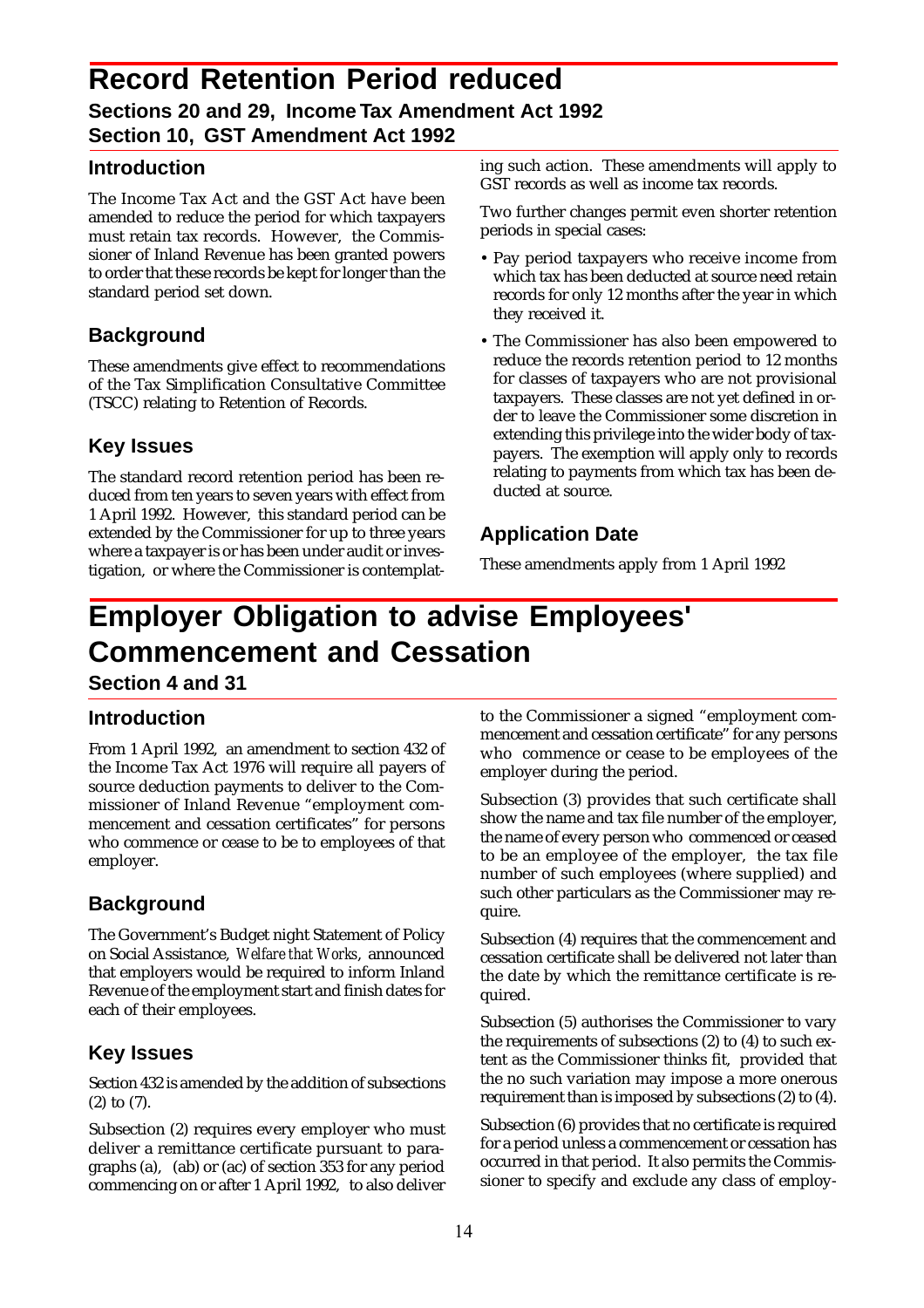# Record Retention Period reduced

### Sections 20 and 29, Income Tax Amendment Act 1992
### Section 10, GST Amendment Act 1992

## Introduction

The Income Tax Act and the GST Act have been amended to reduce the period for which taxpayers must retain tax records. However, the Commissioner of Inland Revenue has been granted powers to order that these records be kept for longer than the standard period set down.

## Background

These amendments give effect to recommendations of the Tax Simplification Consultative Committee (TSCC) relating to Retention of Records.

## Key Issues

The standard record retention period has been reduced from ten years to seven years with effect from 1 April 1992. However, this standard period can be extended by the Commissioner for up to three years where a taxpayer is or has been under audit or investigation, or where the Commissioner is contemplating such action. These amendments will apply to GST records as well as income tax records.

Two further changes permit even shorter retention periods in special cases:

- Pay period taxpayers who receive income from which tax has been deducted at source need retain records for only 12 months after the year in which they received it.
- The Commissioner has also been empowered to reduce the records retention period to 12 months for classes of taxpayers who are not provisional taxpayers. These classes are not yet defined in order to leave the Commissioner some discretion in extending this privilege into the wider body of taxpayers. The exemption will apply only to records relating to payments from which tax has been deducted at source.

## Application Date

These amendments apply from 1 April 1992

# Employer Obligation to advise Employees' Commencement and Cessation

### Section 4 and 31

## Introduction

From 1 April 1992, an amendment to section 432 of the Income Tax Act 1976 will require all payers of source deduction payments to deliver to the Commissioner of Inland Revenue "employment commencement and cessation certificates" for persons who commence or cease to be to employees of that employer.

## Background

The Government's Budget night Statement of Policy on Social Assistance, *Welfare that Works*, announced that employers would be required to inform Inland Revenue of the employment start and finish dates for each of their employees.

## Key Issues

Section 432 is amended by the addition of subsections (2) to (7).

Subsection (2) requires every employer who must deliver a remittance certificate pursuant to paragraphs (a), (ab) or (ac) of section 353 for any period commencing on or after 1 April 1992, to also deliver to the Commissioner a signed "employment commencement and cessation certificate" for any persons who commence or cease to be employees of the employer during the period.

Subsection (3) provides that such certificate shall show the name and tax file number of the employer, the name of every person who commenced or ceased to be an employee of the employer, the tax file number of such employees (where supplied) and such other particulars as the Commissioner may require.

Subsection (4) requires that the commencement and cessation certificate shall be delivered not later than the date by which the remittance certificate is required.

Subsection (5) authorises the Commissioner to vary the requirements of subsections (2) to (4) to such extent as the Commissioner thinks fit, provided that the no such variation may impose a more onerous requirement than is imposed by subsections (2) to (4).

Subsection (6) provides that no certificate is required for a period unless a commencement or cessation has occurred in that period. It also permits the Commissioner to specify and exclude any class of employ-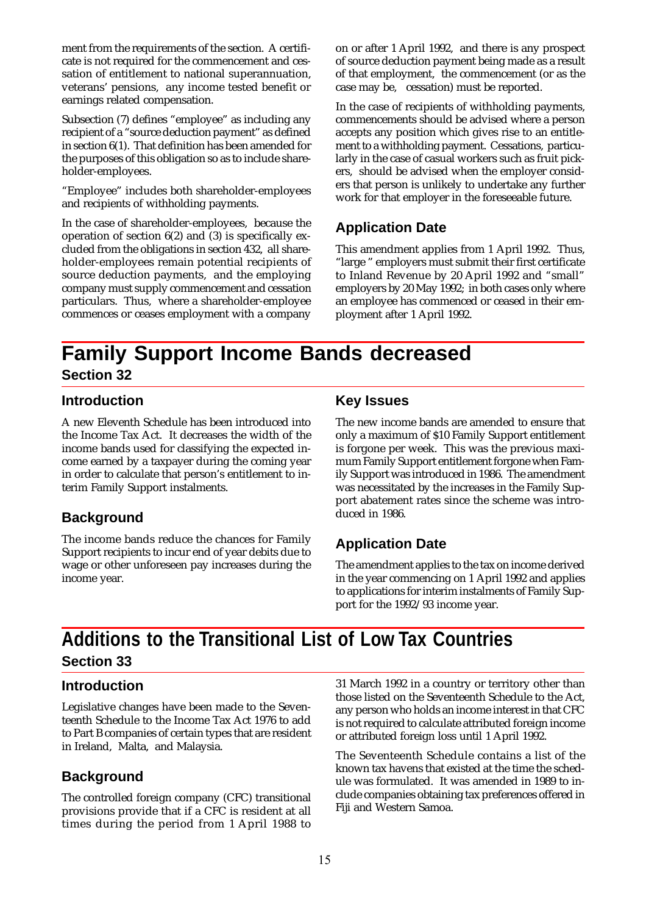ment from the requirements of the section. A certificate is not required for the commencement and cessation of entitlement to national superannuation, veterans' pensions, any income tested benefit or earnings related compensation.

Subsection (7) defines "employee" as including any recipient of a "source deduction payment" as defined in section 6(1). That definition has been amended for the purposes of this obligation so as to include shareholder-employees.

"Employee" includes both shareholder-employees and recipients of withholding payments.

In the case of shareholder-employees, because the operation of section 6(2) and (3) is specifically excluded from the obligations in section 432, all shareholder-employees remain potential recipients of source deduction payments, and the employing company must supply commencement and cessation particulars. Thus, where a shareholder-employee commences or ceases employment with a company on or after 1 April 1992, and there is any prospect of source deduction payment being made as a result of that employment, the commencement (or as the case may be, cessation) must be reported.

In the case of recipients of withholding payments, commencements should be advised where a person accepts any position which gives rise to an entitlement to a withholding payment. Cessations, particularly in the case of casual workers such as fruit pickers, should be advised when the employer considers that person is unlikely to undertake any further work for that employer in the foreseeable future.

### Application Date

This amendment applies from 1 April 1992. Thus, "large" employers must submit their first certificate to Inland Revenue by 20 April 1992 and "small" employers by 20 May 1992; in both cases only where an employee has commenced or ceased in their employment after 1 April 1992.

# Family Support Income Bands decreased

## Section 32

### Introduction

A new Eleventh Schedule has been introduced into the Income Tax Act. It decreases the width of the income bands used for classifying the expected income earned by a taxpayer during the coming year in order to calculate that person's entitlement to interim Family Support instalments.

### Background

The income bands reduce the chances for Family Support recipients to incur end of year debits due to wage or other unforeseen pay increases during the income year.

### Key Issues

The new income bands are amended to ensure that only a maximum of $10 Family Support entitlement is forgone per week. This was the previous maximum Family Support entitlement forgone when Family Support was introduced in 1986. The amendment was necessitated by the increases in the Family Support abatement rates since the scheme was introduced in 1986.

### Application Date

The amendment applies to the tax on income derived in the year commencing on 1 April 1992 and applies to applications for interim instalments of Family Support for the 1992/93 income year.

# Additions to the Transitional List of Low Tax Countries

## Section 33

### Introduction

Legislative changes have been made to the Seventeenth Schedule to the Income Tax Act 1976 to add to Part B companies of certain types that are resident in Ireland, Malta, and Malaysia.

### Background

The controlled foreign company (CFC) transitional provisions provide that if a CFC is resident at all times during the period from 1 April 1988 to 31 March 1992 in a country or territory other than those listed on the Seventeenth Schedule to the Act, any person who holds an income interest in that CFC is not required to calculate attributed foreign income or attributed foreign loss until 1 April 1992.

The Seventeenth Schedule contains a list of the known tax havens that existed at the time the schedule was formulated. It was amended in 1989 to include companies obtaining tax preferences offered in Fiji and Western Samoa.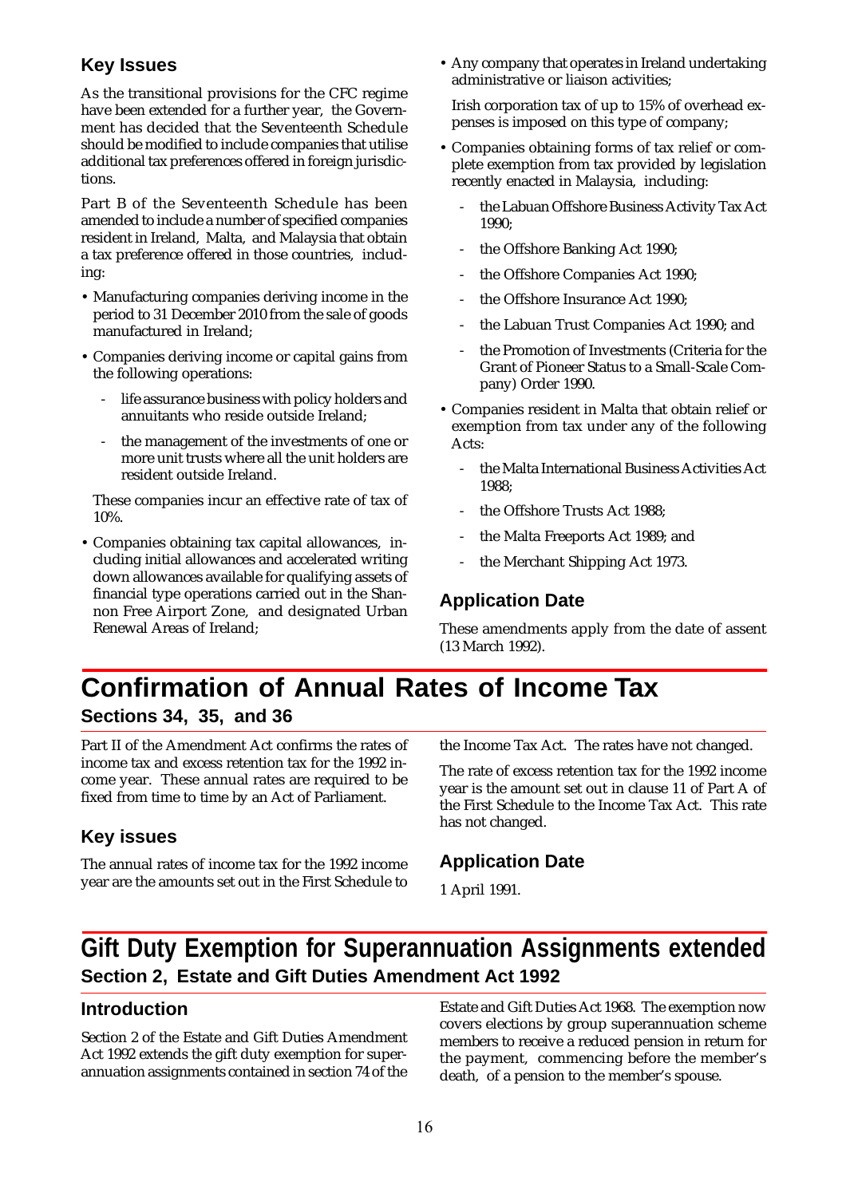### Key Issues

As the transitional provisions for the CFC regime have been extended for a further year, the Government has decided that the Seventeenth Schedule should be modified to include companies that utilise additional tax preferences offered in foreign jurisdictions.

Part B of the Seventeenth Schedule has been amended to include a number of specified companies resident in Ireland, Malta, and Malaysia that obtain a tax preference offered in those countries, including:

- Manufacturing companies deriving income in the period to 31 December 2010 from the sale of goods manufactured in Ireland;
- Companies deriving income or capital gains from the following operations:
  - life assurance business with policy holders and annuitants who reside outside Ireland;
  - the management of the investments of one or more unit trusts where all the unit holders are resident outside Ireland.

  These companies incur an effective rate of tax of 10%.
- Companies obtaining tax capital allowances, including initial allowances and accelerated writing down allowances available for qualifying assets of financial type operations carried out in the Shannon Free Airport Zone, and designated Urban Renewal Areas of Ireland;
- Any company that operates in Ireland undertaking administrative or liaison activities;

  Irish corporation tax of up to 15% of overhead expenses is imposed on this type of company;
- Companies obtaining forms of tax relief or complete exemption from tax provided by legislation recently enacted in Malaysia, including:
  - the Labuan Offshore Business Activity Tax Act 1990;
  - the Offshore Banking Act 1990;
  - the Offshore Companies Act 1990;
  - the Offshore Insurance Act 1990;
  - the Labuan Trust Companies Act 1990; and
  - the Promotion of Investments (Criteria for the Grant of Pioneer Status to a Small-Scale Company) Order 1990.
- Companies resident in Malta that obtain relief or exemption from tax under any of the following Acts:
  - the Malta International Business Activities Act 1988;
  - the Offshore Trusts Act 1988;
  - the Malta Freeports Act 1989; and
  - the Merchant Shipping Act 1973.

### Application Date

These amendments apply from the date of assent (13 March 1992).

# Confirmation of Annual Rates of Income Tax

## Sections 34, 35, and 36

Part II of the Amendment Act confirms the rates of income tax and excess retention tax for the 1992 income year. These annual rates are required to be fixed from time to time by an Act of Parliament.

### Key issues

The annual rates of income tax for the 1992 income year are the amounts set out in the First Schedule to the Income Tax Act. The rates have not changed.

The rate of excess retention tax for the 1992 income year is the amount set out in clause 11 of Part A of the First Schedule to the Income Tax Act. This rate has not changed.

### Application Date

1 April 1991.

# Gift Duty Exemption for Superannuation Assignments extended

## Section 2, Estate and Gift Duties Amendment Act 1992

### Introduction

Section 2 of the Estate and Gift Duties Amendment Act 1992 extends the gift duty exemption for superannuation assignments contained in section 74 of the Estate and Gift Duties Act 1968. The exemption now covers elections by group superannuation scheme members to receive a reduced pension in return for the payment, commencing before the member's death, of a pension to the member's spouse.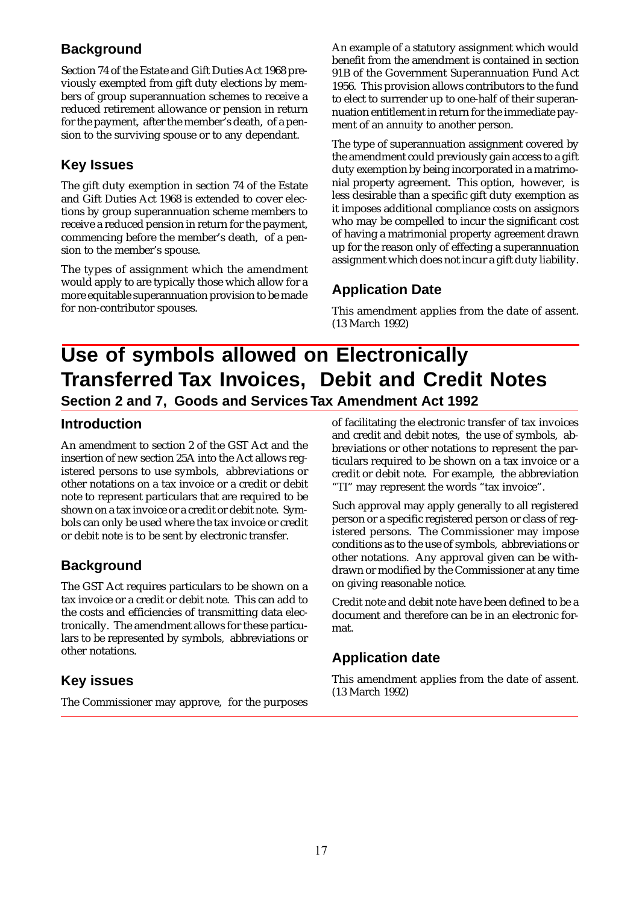## Background

Section 74 of the Estate and Gift Duties Act 1968 previously exempted from gift duty elections by members of group superannuation schemes to receive a reduced retirement allowance or pension in return for the payment, after the member's death, of a pension to the surviving spouse or to any dependant.

## Key Issues

The gift duty exemption in section 74 of the Estate and Gift Duties Act 1968 is extended to cover elections by group superannuation scheme members to receive a reduced pension in return for the payment, commencing before the member's death, of a pension to the member's spouse.

The types of assignment which the amendment would apply to are typically those which allow for a more equitable superannuation provision to be made for non-contributor spouses.

An example of a statutory assignment which would benefit from the amendment is contained in section 91B of the Government Superannuation Fund Act 1956. This provision allows contributors to the fund to elect to surrender up to one-half of their superannuation entitlement in return for the immediate payment of an annuity to another person.

The type of superannuation assignment covered by the amendment could previously gain access to a gift duty exemption by being incorporated in a matrimonial property agreement. This option, however, is less desirable than a specific gift duty exemption as it imposes additional compliance costs on assignors who may be compelled to incur the significant cost of having a matrimonial property agreement drawn up for the reason only of effecting a superannuation assignment which does not incur a gift duty liability.

## Application Date

This amendment applies from the date of assent. (13 March 1992)

# Use of symbols allowed on Electronically Transferred Tax Invoices, Debit and Credit Notes

### Section 2 and 7, Goods and Services Tax Amendment Act 1992

## Introduction

An amendment to section 2 of the GST Act and the insertion of new section 25A into the Act allows registered persons to use symbols, abbreviations or other notations on a tax invoice or a credit or debit note to represent particulars that are required to be shown on a tax invoice or a credit or debit note. Symbols can only be used where the tax invoice or credit or debit note is to be sent by electronic transfer.

## Background

The GST Act requires particulars to be shown on a tax invoice or a credit or debit note. This can add to the costs and efficiencies of transmitting data electronically. The amendment allows for these particulars to be represented by symbols, abbreviations or other notations.

## Key issues

The Commissioner may approve, for the purposes of facilitating the electronic transfer of tax invoices and credit and debit notes, the use of symbols, abbreviations or other notations to represent the particulars required to be shown on a tax invoice or a credit or debit note. For example, the abbreviation "TI" may represent the words "tax invoice".

Such approval may apply generally to all registered person or a specific registered person or class of registered persons. The Commissioner may impose conditions as to the use of symbols, abbreviations or other notations. Any approval given can be withdrawn or modified by the Commissioner at any time on giving reasonable notice.

Credit note and debit note have been defined to be a document and therefore can be in an electronic format.

## Application date

This amendment applies from the date of assent. (13 March 1992)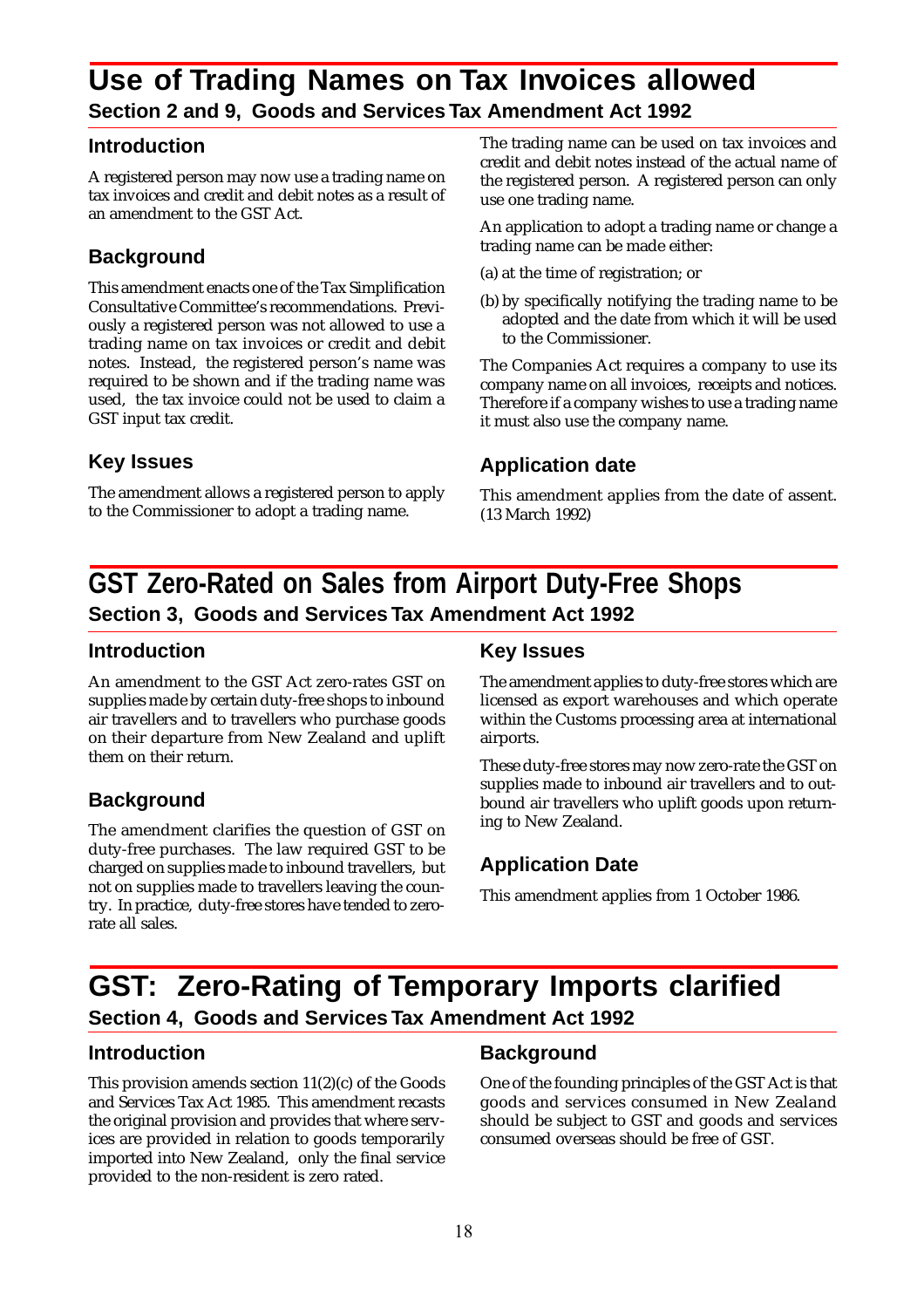# Use of Trading Names on Tax Invoices allowed

### Section 2 and 9, Goods and Services Tax Amendment Act 1992

## Introduction

A registered person may now use a trading name on tax invoices and credit and debit notes as a result of an amendment to the GST Act.

## Background

This amendment enacts one of the Tax Simplification Consultative Committee's recommendations. Previously a registered person was not allowed to use a trading name on tax invoices or credit and debit notes. Instead, the registered person's name was required to be shown and if the trading name was used, the tax invoice could not be used to claim a GST input tax credit.

## Key Issues

The amendment allows a registered person to apply to the Commissioner to adopt a trading name.

The trading name can be used on tax invoices and credit and debit notes instead of the actual name of the registered person. A registered person can only use one trading name.

An application to adopt a trading name or change a trading name can be made either:

(a) at the time of registration; or

(b) by specifically notifying the trading name to be adopted and the date from which it will be used to the Commissioner.

The Companies Act requires a company to use its company name on all invoices, receipts and notices. Therefore if a company wishes to use a trading name it must also use the company name.

## Application date

This amendment applies from the date of assent. (13 March 1992)

# GST Zero-Rated on Sales from Airport Duty-Free Shops

### Section 3, Goods and Services Tax Amendment Act 1992

## Introduction

An amendment to the GST Act zero-rates GST on supplies made by certain duty-free shops to inbound air travellers and to travellers who purchase goods on their departure from New Zealand and uplift them on their return.

## Background

The amendment clarifies the question of GST on duty-free purchases. The law required GST to be charged on supplies made to inbound travellers, but not on supplies made to travellers leaving the country. In practice, duty-free stores have tended to zero-rate all sales.

## Key Issues

The amendment applies to duty-free stores which are licensed as export warehouses and which operate within the Customs processing area at international airports.

These duty-free stores may now zero-rate the GST on supplies made to inbound air travellers and to outbound air travellers who uplift goods upon returning to New Zealand.

## Application Date

This amendment applies from 1 October 1986.

# GST: Zero-Rating of Temporary Imports clarified

### Section 4, Goods and Services Tax Amendment Act 1992

## Introduction

This provision amends section 11(2)(c) of the Goods and Services Tax Act 1985. This amendment recasts the original provision and provides that where services are provided in relation to goods temporarily imported into New Zealand, only the final service provided to the non-resident is zero rated.

## Background

One of the founding principles of the GST Act is that goods and services consumed in New Zealand should be subject to GST and goods and services consumed overseas should be free of GST.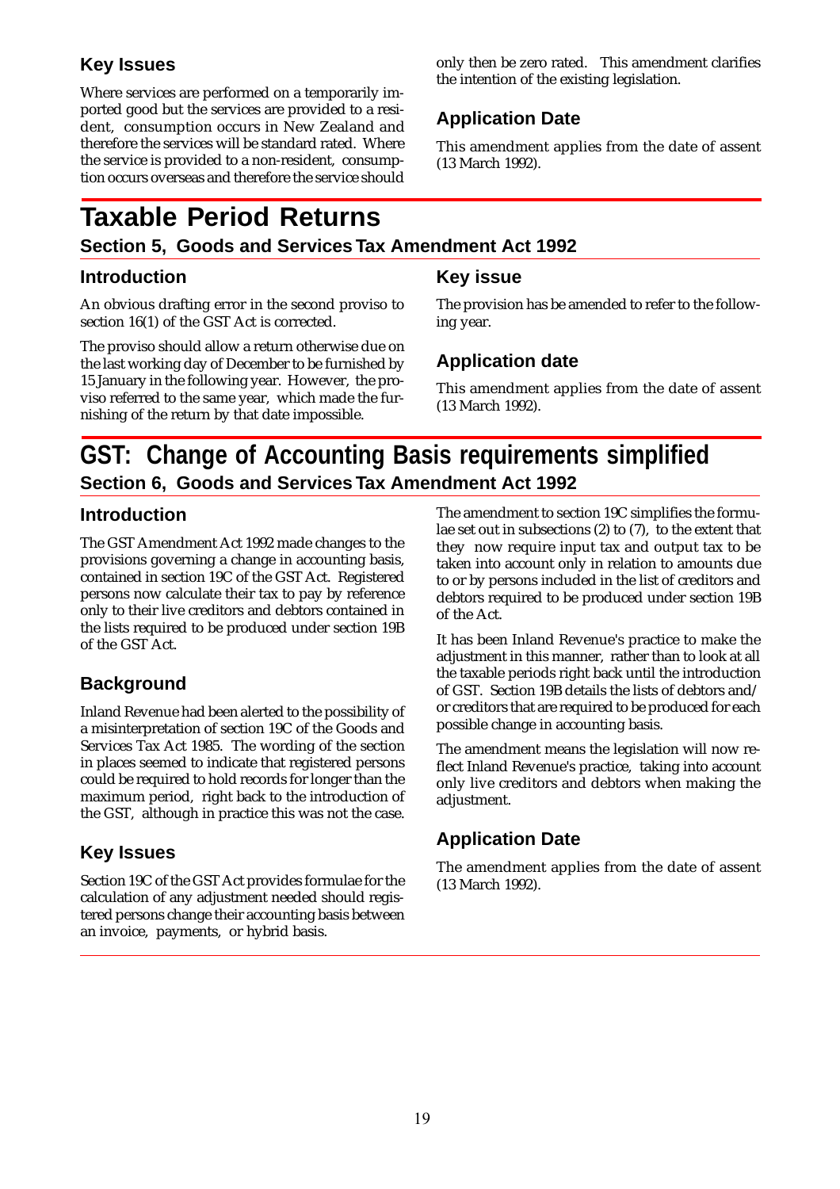## Key Issues

Where services are performed on a temporarily imported good but the services are provided to a resident, consumption occurs in New Zealand and therefore the services will be standard rated. Where the service is provided to a non-resident, consumption occurs overseas and therefore the service should only then be zero rated. This amendment clarifies the intention of the existing legislation.

## Application Date

This amendment applies from the date of assent (13 March 1992).

# Taxable Period Returns

### Section 5, Goods and Services Tax Amendment Act 1992

## Introduction

An obvious drafting error in the second proviso to section 16(1) of the GST Act is corrected.

The proviso should allow a return otherwise due on the last working day of December to be furnished by 15 January in the following year. However, the proviso referred to the same year, which made the furnishing of the return by that date impossible.

## Key issue

The provision has be amended to refer to the following year.

## Application date

This amendment applies from the date of assent (13 March 1992).

# GST: Change of Accounting Basis requirements simplified

### Section 6, Goods and Services Tax Amendment Act 1992

## Introduction

The GST Amendment Act 1992 made changes to the provisions governing a change in accounting basis, contained in section 19C of the GST Act. Registered persons now calculate their tax to pay by reference only to their live creditors and debtors contained in the lists required to be produced under section 19B of the GST Act.

## Background

Inland Revenue had been alerted to the possibility of a misinterpretation of section 19C of the Goods and Services Tax Act 1985. The wording of the section in places seemed to indicate that registered persons could be required to hold records for longer than the maximum period, right back to the introduction of the GST, although in practice this was not the case.

## Key Issues

Section 19C of the GST Act provides formulae for the calculation of any adjustment needed should registered persons change their accounting basis between an invoice, payments, or hybrid basis.

The amendment to section 19C simplifies the formulae set out in subsections (2) to (7), to the extent that they now require input tax and output tax to be taken into account only in relation to amounts due to or by persons included in the list of creditors and debtors required to be produced under section 19B of the Act.

It has been Inland Revenue's practice to make the adjustment in this manner, rather than to look at all the taxable periods right back until the introduction of GST. Section 19B details the lists of debtors and/or creditors that are required to be produced for each possible change in accounting basis.

The amendment means the legislation will now reflect Inland Revenue's practice, taking into account only live creditors and debtors when making the adjustment.

## Application Date

The amendment applies from the date of assent (13 March 1992).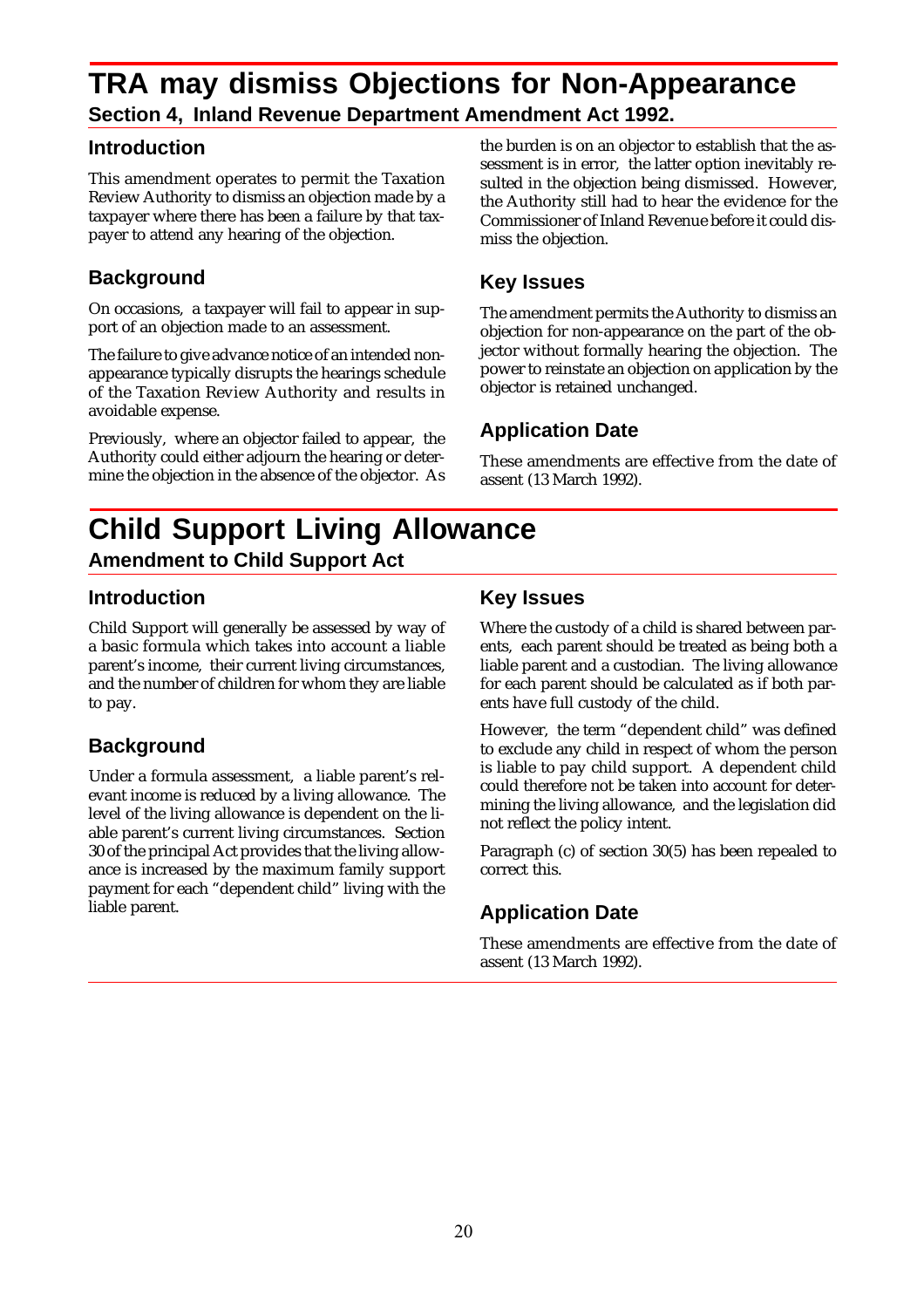# TRA may dismiss Objections for Non-Appearance

## Section 4, Inland Revenue Department Amendment Act 1992.

### Introduction

This amendment operates to permit the Taxation Review Authority to dismiss an objection made by a taxpayer where there has been a failure by that taxpayer to attend any hearing of the objection.

### Background

On occasions, a taxpayer will fail to appear in support of an objection made to an assessment.

The failure to give advance notice of an intended non-appearance typically disrupts the hearings schedule of the Taxation Review Authority and results in avoidable expense.

Previously, where an objector failed to appear, the Authority could either adjourn the hearing or determine the objection in the absence of the objector. As the burden is on an objector to establish that the assessment is in error, the latter option inevitably resulted in the objection being dismissed. However, the Authority still had to hear the evidence for the Commissioner of Inland Revenue before it could dismiss the objection.

### Key Issues

The amendment permits the Authority to dismiss an objection for non-appearance on the part of the objector without formally hearing the objection. The power to reinstate an objection on application by the objector is retained unchanged.

### Application Date

These amendments are effective from the date of assent (13 March 1992).

# Child Support Living Allowance

## Amendment to Child Support Act

### Introduction

Child Support will generally be assessed by way of a basic formula which takes into account a liable parent's income, their current living circumstances, and the number of children for whom they are liable to pay.

### Background

Under a formula assessment, a liable parent's relevant income is reduced by a living allowance. The level of the living allowance is dependent on the liable parent's current living circumstances. Section 30 of the principal Act provides that the living allowance is increased by the maximum family support payment for each "dependent child" living with the liable parent.

### Key Issues

Where the custody of a child is shared between parents, each parent should be treated as being both a liable parent and a custodian. The living allowance for each parent should be calculated as if both parents have full custody of the child.

However, the term "dependent child" was defined to exclude any child in respect of whom the person is liable to pay child support. A dependent child could therefore not be taken into account for determining the living allowance, and the legislation did not reflect the policy intent.

Paragraph (c) of section 30(5) has been repealed to correct this.

### Application Date

These amendments are effective from the date of assent (13 March 1992).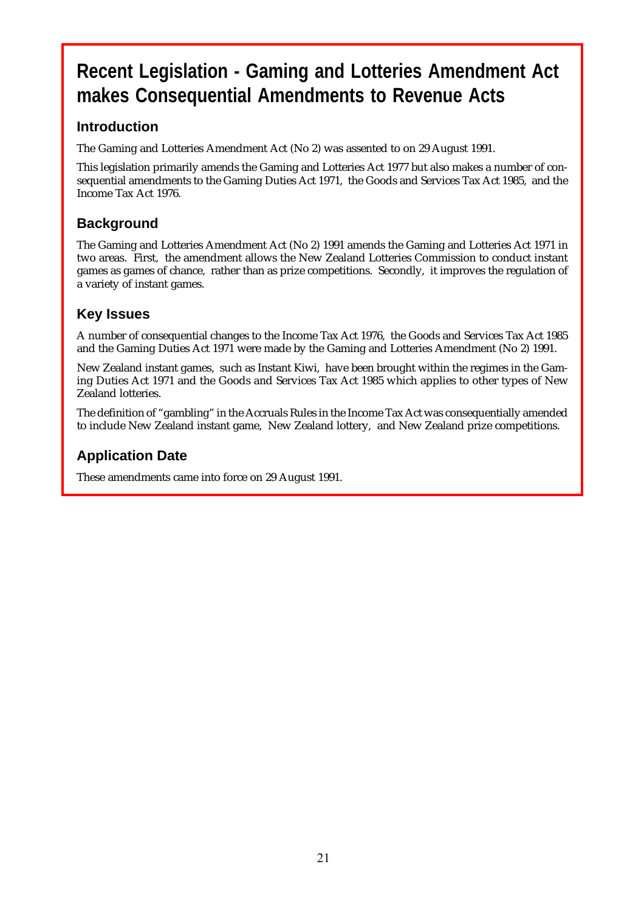# Recent Legislation - Gaming and Lotteries Amendment Act makes Consequential Amendments to Revenue Acts

## Introduction

The Gaming and Lotteries Amendment Act (No 2) was assented to on 29 August 1991.

This legislation primarily amends the Gaming and Lotteries Act 1977 but also makes a number of consequential amendments to the Gaming Duties Act 1971, the Goods and Services Tax Act 1985, and the Income Tax Act 1976.

## Background

The Gaming and Lotteries Amendment Act (No 2) 1991 amends the Gaming and Lotteries Act 1971 in two areas. First, the amendment allows the New Zealand Lotteries Commission to conduct instant games as games of chance, rather than as prize competitions. Secondly, it improves the regulation of a variety of instant games.

## Key Issues

A number of consequential changes to the Income Tax Act 1976, the Goods and Services Tax Act 1985 and the Gaming Duties Act 1971 were made by the Gaming and Lotteries Amendment (No 2) 1991.

New Zealand instant games, such as Instant Kiwi, have been brought within the regimes in the Gaming Duties Act 1971 and the Goods and Services Tax Act 1985 which applies to other types of New Zealand lotteries.

The definition of "gambling" in the Accruals Rules in the Income Tax Act was consequentially amended to include New Zealand instant game, New Zealand lottery, and New Zealand prize competitions.

## Application Date

These amendments came into force on 29 August 1991.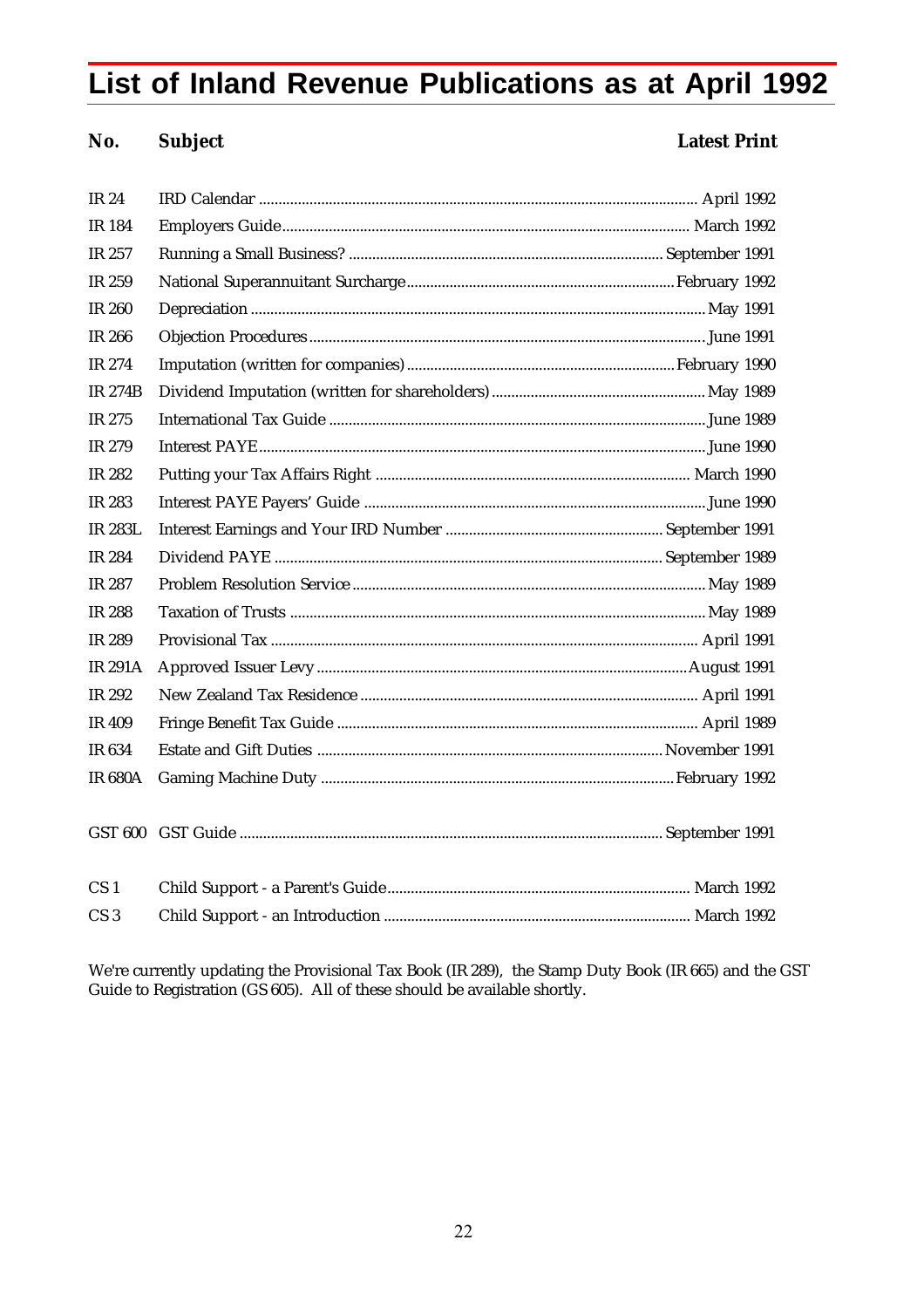# List of Inland Revenue Publications as at April 1992

| No. | Subject | Latest Print |
|---|---|---|
| IR 24 | IRD Calendar | April 1992 |
| IR 184 | Employers Guide | March 1992 |
| IR 257 | Running a Small Business? | September 1991 |
| IR 259 | National Superannuitant Surcharge | February 1992 |
| IR 260 | Depreciation | May 1991 |
| IR 266 | Objection Procedures | June 1991 |
| IR 274 | Imputation (written for companies) | February 1990 |
| IR 274B | Dividend Imputation (written for shareholders) | May 1989 |
| IR 275 | International Tax Guide | June 1989 |
| IR 279 | Interest PAYE | June 1990 |
| IR 282 | Putting your Tax Affairs Right | March 1990 |
| IR 283 | Interest PAYE Payers' Guide | June 1990 |
| IR 283L | Interest Earnings and Your IRD Number | September 1991 |
| IR 284 | Dividend PAYE | September 1989 |
| IR 287 | Problem Resolution Service | May 1989 |
| IR 288 | Taxation of Trusts | May 1989 |
| IR 289 | Provisional Tax | April 1991 |
| IR 291A | Approved Issuer Levy | August 1991 |
| IR 292 | New Zealand Tax Residence | April 1991 |
| IR 409 | Fringe Benefit Tax Guide | April 1989 |
| IR 634 | Estate and Gift Duties | November 1991 |
| IR 680A | Gaming Machine Duty | February 1992 |
| GST 600 | GST Guide | September 1991 |
| CS 1 | Child Support - a Parent's Guide | March 1992 |
| CS 3 | Child Support - an Introduction | March 1992 |

We're currently updating the Provisional Tax Book (IR 289), the Stamp Duty Book (IR 665) and the GST Guide to Registration (GS 605). All of these should be available shortly.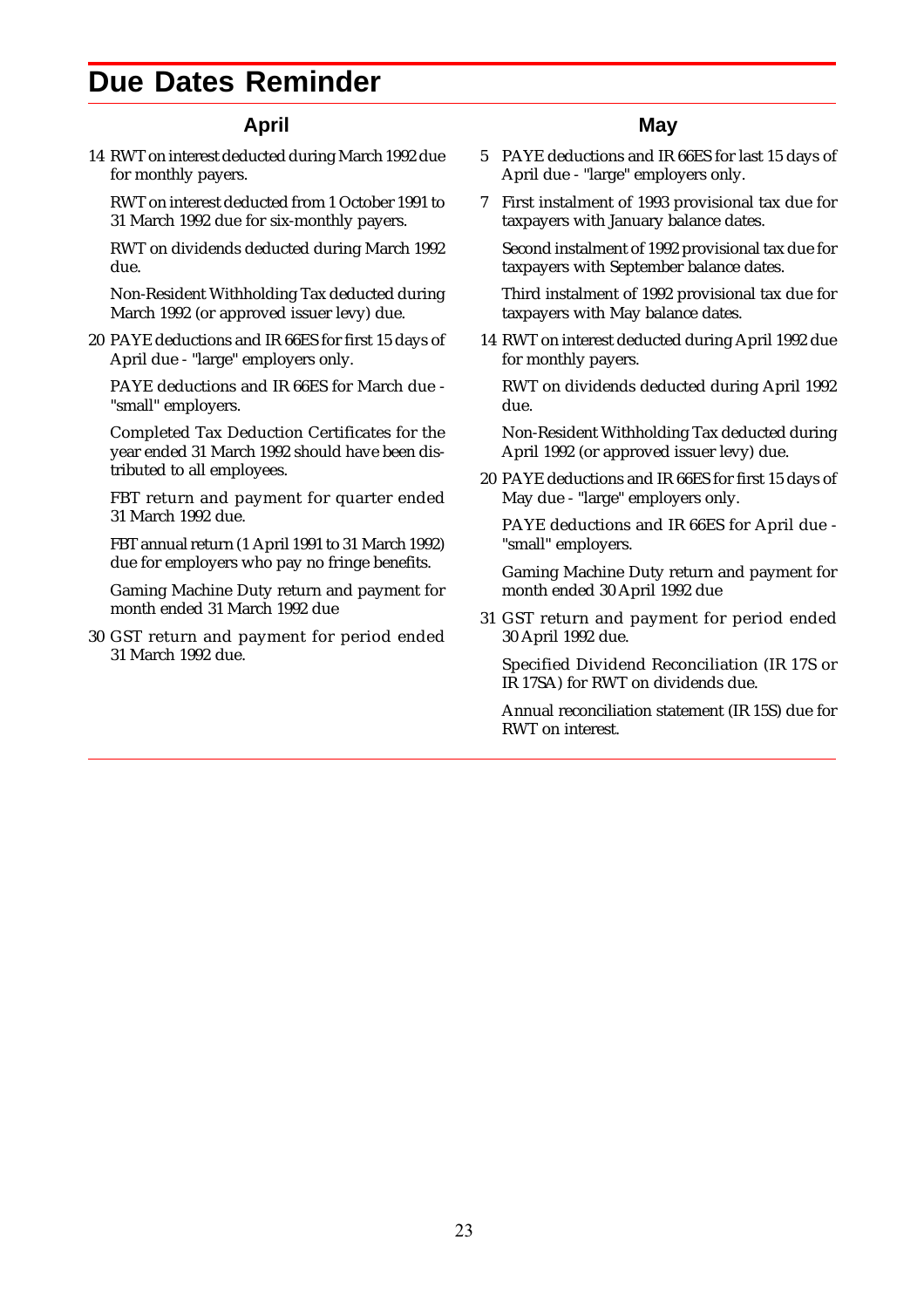# Due Dates Reminder

## April

14 RWT on interest deducted during March 1992 due for monthly payers.

RWT on interest deducted from 1 October 1991 to 31 March 1992 due for six-monthly payers.

RWT on dividends deducted during March 1992 due.

Non-Resident Withholding Tax deducted during March 1992 (or approved issuer levy) due.

20 PAYE deductions and IR 66ES for first 15 days of April due - "large" employers only.

PAYE deductions and IR 66ES for March due - "small" employers.

Completed Tax Deduction Certificates for the year ended 31 March 1992 should have been distributed to all employees.

FBT return and payment for quarter ended 31 March 1992 due.

FBT annual return (1 April 1991 to 31 March 1992) due for employers who pay no fringe benefits.

Gaming Machine Duty return and payment for month ended 31 March 1992 due

30 GST return and payment for period ended 31 March 1992 due.

## May

5 PAYE deductions and IR 66ES for last 15 days of April due - "large" employers only.

7 First instalment of 1993 provisional tax due for taxpayers with January balance dates.

Second instalment of 1992 provisional tax due for taxpayers with September balance dates.

Third instalment of 1992 provisional tax due for taxpayers with May balance dates.

14 RWT on interest deducted during April 1992 due for monthly payers.

RWT on dividends deducted during April 1992 due.

Non-Resident Withholding Tax deducted during April 1992 (or approved issuer levy) due.

20 PAYE deductions and IR 66ES for first 15 days of May due - "large" employers only.

PAYE deductions and IR 66ES for April due - "small" employers.

Gaming Machine Duty return and payment for month ended 30 April 1992 due

31 GST return and payment for period ended 30 April 1992 due.

Specified Dividend Reconciliation (IR 17S or IR 17SA) for RWT on dividends due.

Annual reconciliation statement (IR 15S) due for RWT on interest.